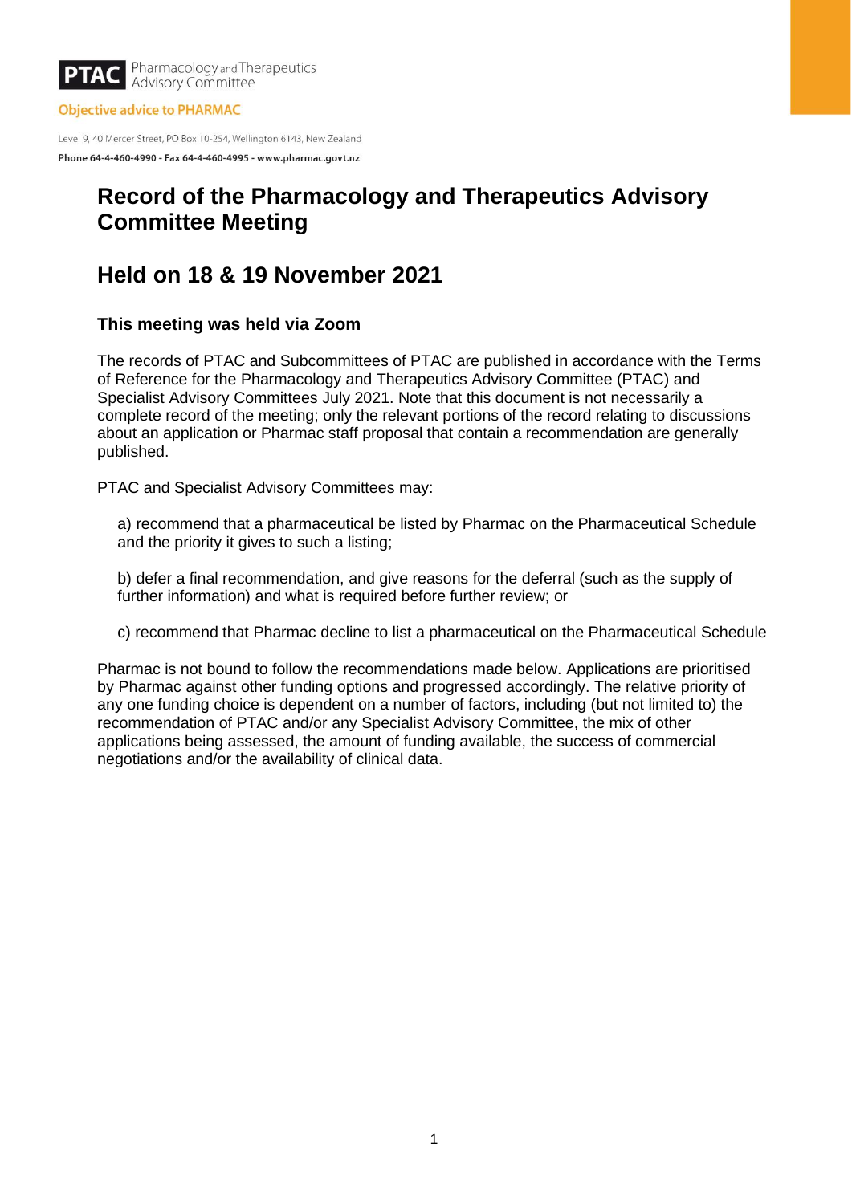PTAC Pharmacology and Therapeutics Advisory Committee

Objective advice to PHARMAC

Level 9, 40 Mercer Street, PO Box 10-254, Wellington 6143, New Zealand

**Phone 64-4-460-4990 - Fax 64-4-460-4995 - www.pharmac.govt.nz**

# Record of the Pharmacology and Therapeutics Advisory Committee Meeting

# Held on 18 & 19 November 2021

### This meeting was held via Zoom

The records of PTAC and Subcommittees of PTAC are published in accordance with the Terms of Reference for the Pharmacology and Therapeutics Advisory Committee (PTAC) and Specialist Advisory Committees July 2021. Note that this document is not necessarily a complete record of the meeting; only the relevant portions of the record relating to discussions about an application or Pharmac staff proposal that contain a recommendation are generally published.

PTAC and Specialist Advisory Committees may:

a) recommend that a pharmaceutical be listed by Pharmac on the Pharmaceutical Schedule and the priority it gives to such a listing;

b) defer a final recommendation, and give reasons for the deferral (such as the supply of further information) and what is required before further review; or

c) recommend that Pharmac decline to list a pharmaceutical on the Pharmaceutical Schedule

Pharmac is not bound to follow the recommendations made below. Applications are prioritised by Pharmac against other funding options and progressed accordingly. The relative priority of any one funding choice is dependent on a number of factors, including (but not limited to) the recommendation of PTAC and/or any Specialist Advisory Committee, the mix of other applications being assessed, the amount of funding available, the success of commercial negotiations and/or the availability of clinical data.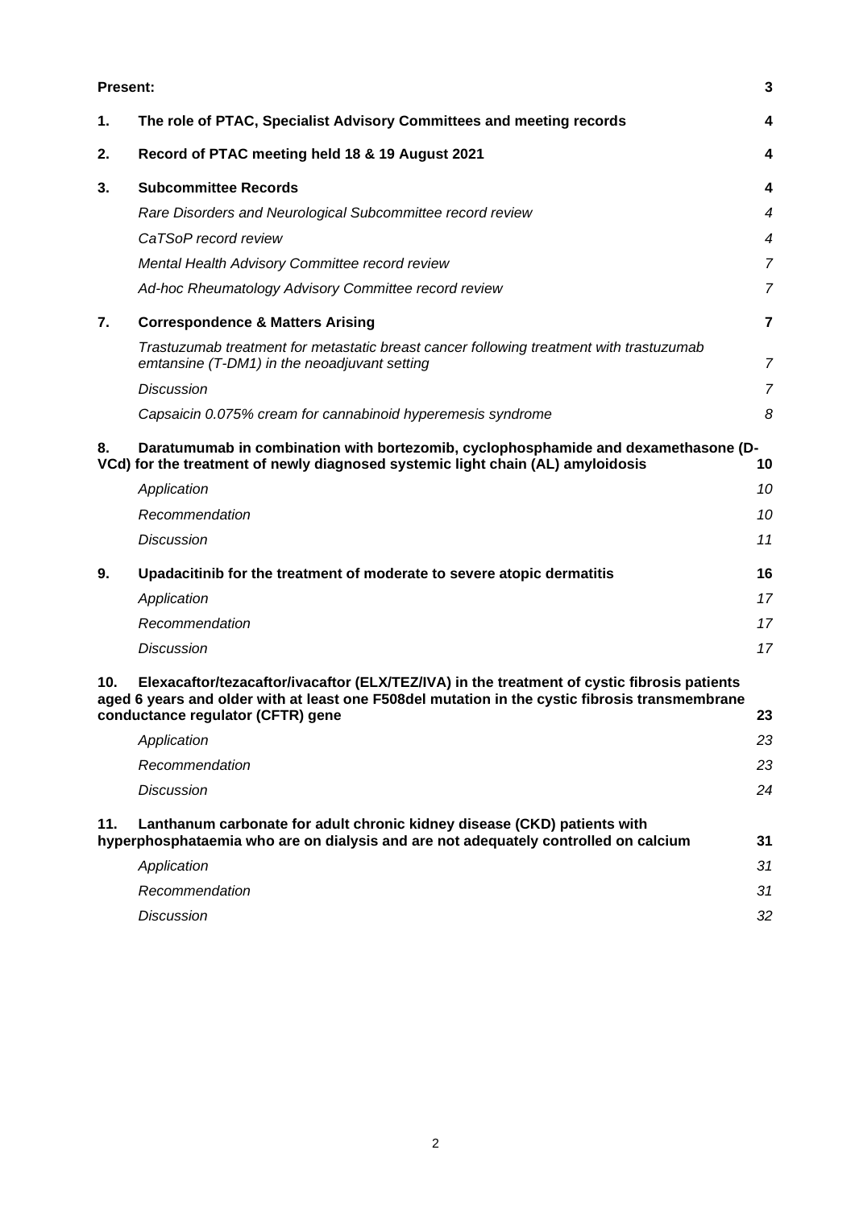| | | |
|---|---|---|
| **Present:** | | **3** |
| **1.** | **The role of PTAC, Specialist Advisory Committees and meeting records** | **4** |
| **2.** | **Record of PTAC meeting held 18 & 19 August 2021** | **4** |
| **3.** | **Subcommittee Records** | **4** |
| | *Rare Disorders and Neurological Subcommittee record review* | *4* |
| | *CaTSoP record review* | *4* |
| | *Mental Health Advisory Committee record review* | *7* |
| | *Ad-hoc Rheumatology Advisory Committee record review* | *7* |
| **7.** | **Correspondence & Matters Arising** | **7** |
| | *Trastuzumab treatment for metastatic breast cancer following treatment with trastuzumab emtansine (T-DM1) in the neoadjuvant setting* | *7* |
| | *Discussion* | *7* |
| | *Capsaicin 0.075% cream for cannabinoid hyperemesis syndrome* | *8* |
| **8.** | **Daratumumab in combination with bortezomib, cyclophosphamide and dexamethasone (D-VCd) for the treatment of newly diagnosed systemic light chain (AL) amyloidosis** | **10** |
| | *Application* | *10* |
| | *Recommendation* | *10* |
| | *Discussion* | *11* |
| **9.** | **Upadacitinib for the treatment of moderate to severe atopic dermatitis** | **16** |
| | *Application* | *17* |
| | *Recommendation* | *17* |
| | *Discussion* | *17* |
| **10.** | **Elexacaftor/tezacaftor/ivacaftor (ELX/TEZ/IVA) in the treatment of cystic fibrosis patients aged 6 years and older with at least one F508del mutation in the cystic fibrosis transmembrane conductance regulator (CFTR) gene** | **23** |
| | *Application* | *23* |
| | *Recommendation* | *23* |
| | *Discussion* | *24* |
| **11.** | **Lanthanum carbonate for adult chronic kidney disease (CKD) patients with hyperphosphataemia who are on dialysis and are not adequately controlled on calcium** | **31** |
| | *Application* | *31* |
| | *Recommendation* | *31* |
| | *Discussion* | *32* |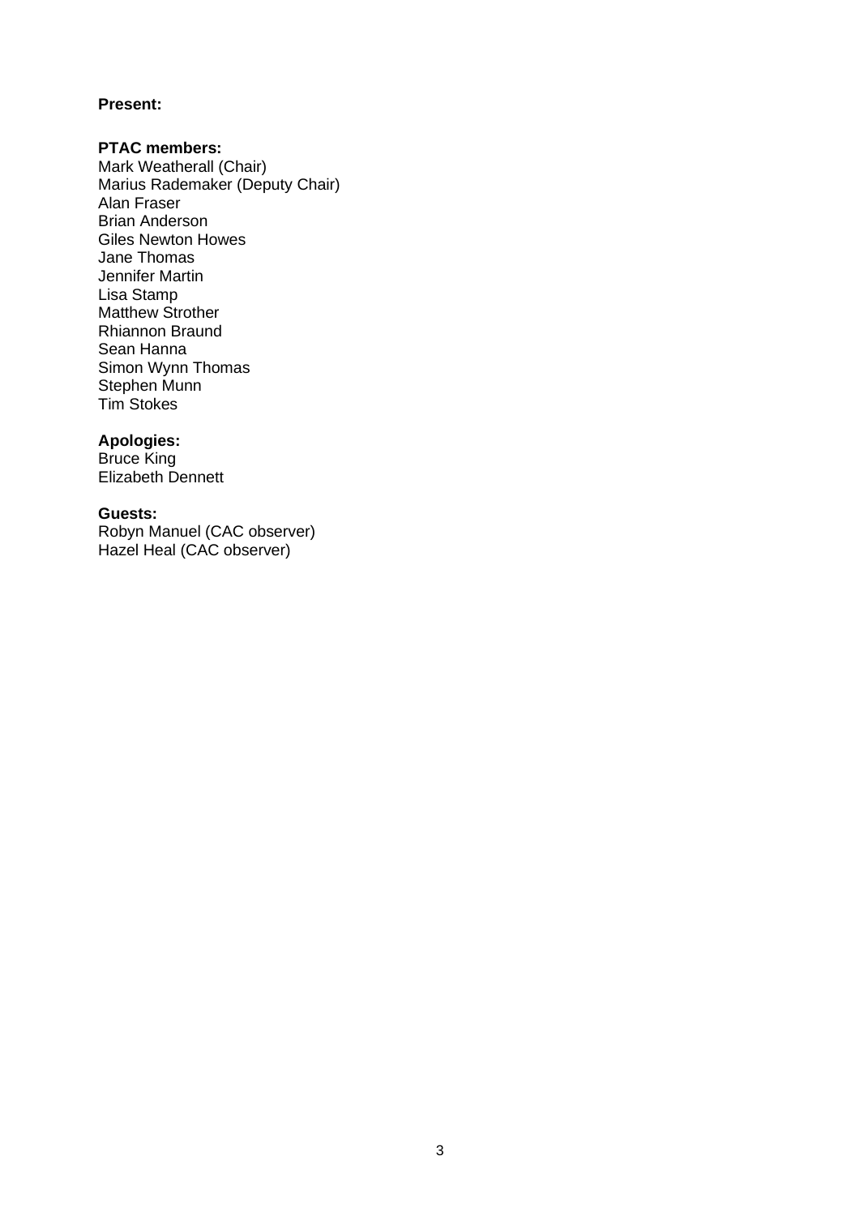**Present:**

**PTAC members:**

Mark Weatherall (Chair)
Marius Rademaker (Deputy Chair)
Alan Fraser
Brian Anderson
Giles Newton Howes
Jane Thomas
Jennifer Martin
Lisa Stamp
Matthew Strother
Rhiannon Braund
Sean Hanna
Simon Wynn Thomas
Stephen Munn
Tim Stokes

**Apologies:**

Bruce King
Elizabeth Dennett

**Guests:**

Robyn Manuel (CAC observer)
Hazel Heal (CAC observer)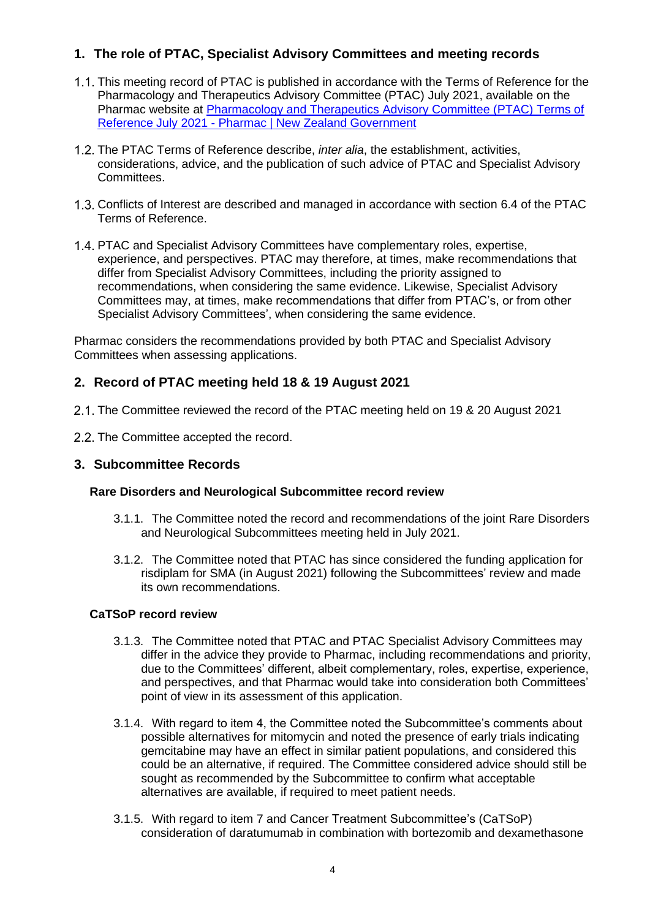## 1. The role of PTAC, Specialist Advisory Committees and meeting records

1.1. This meeting record of PTAC is published in accordance with the Terms of Reference for the Pharmacology and Therapeutics Advisory Committee (PTAC) July 2021, available on the Pharmac website at [Pharmacology and Therapeutics Advisory Committee (PTAC) Terms of Reference July 2021 - Pharmac | New Zealand Government]

1.2. The PTAC Terms of Reference describe, *inter alia*, the establishment, activities, considerations, advice, and the publication of such advice of PTAC and Specialist Advisory Committees.

1.3. Conflicts of Interest are described and managed in accordance with section 6.4 of the PTAC Terms of Reference.

1.4. PTAC and Specialist Advisory Committees have complementary roles, expertise, experience, and perspectives. PTAC may therefore, at times, make recommendations that differ from Specialist Advisory Committees, including the priority assigned to recommendations, when considering the same evidence. Likewise, Specialist Advisory Committees may, at times, make recommendations that differ from PTAC's, or from other Specialist Advisory Committees', when considering the same evidence.

Pharmac considers the recommendations provided by both PTAC and Specialist Advisory Committees when assessing applications.

## 2. Record of PTAC meeting held 18 & 19 August 2021

2.1. The Committee reviewed the record of the PTAC meeting held on 19 & 20 August 2021

2.2. The Committee accepted the record.

## 3. Subcommittee Records

### Rare Disorders and Neurological Subcommittee record review

3.1.1. The Committee noted the record and recommendations of the joint Rare Disorders and Neurological Subcommittees meeting held in July 2021.

3.1.2. The Committee noted that PTAC has since considered the funding application for risdiplam for SMA (in August 2021) following the Subcommittees' review and made its own recommendations.

### CaTSoP record review

3.1.3. The Committee noted that PTAC and PTAC Specialist Advisory Committees may differ in the advice they provide to Pharmac, including recommendations and priority, due to the Committees' different, albeit complementary, roles, expertise, experience, and perspectives, and that Pharmac would take into consideration both Committees' point of view in its assessment of this application.

3.1.4. With regard to item 4, the Committee noted the Subcommittee's comments about possible alternatives for mitomycin and noted the presence of early trials indicating gemcitabine may have an effect in similar patient populations, and considered this could be an alternative, if required. The Committee considered advice should still be sought as recommended by the Subcommittee to confirm what acceptable alternatives are available, if required to meet patient needs.

3.1.5. With regard to item 7 and Cancer Treatment Subcommittee's (CaTSoP) consideration of daratumumab in combination with bortezomib and dexamethasone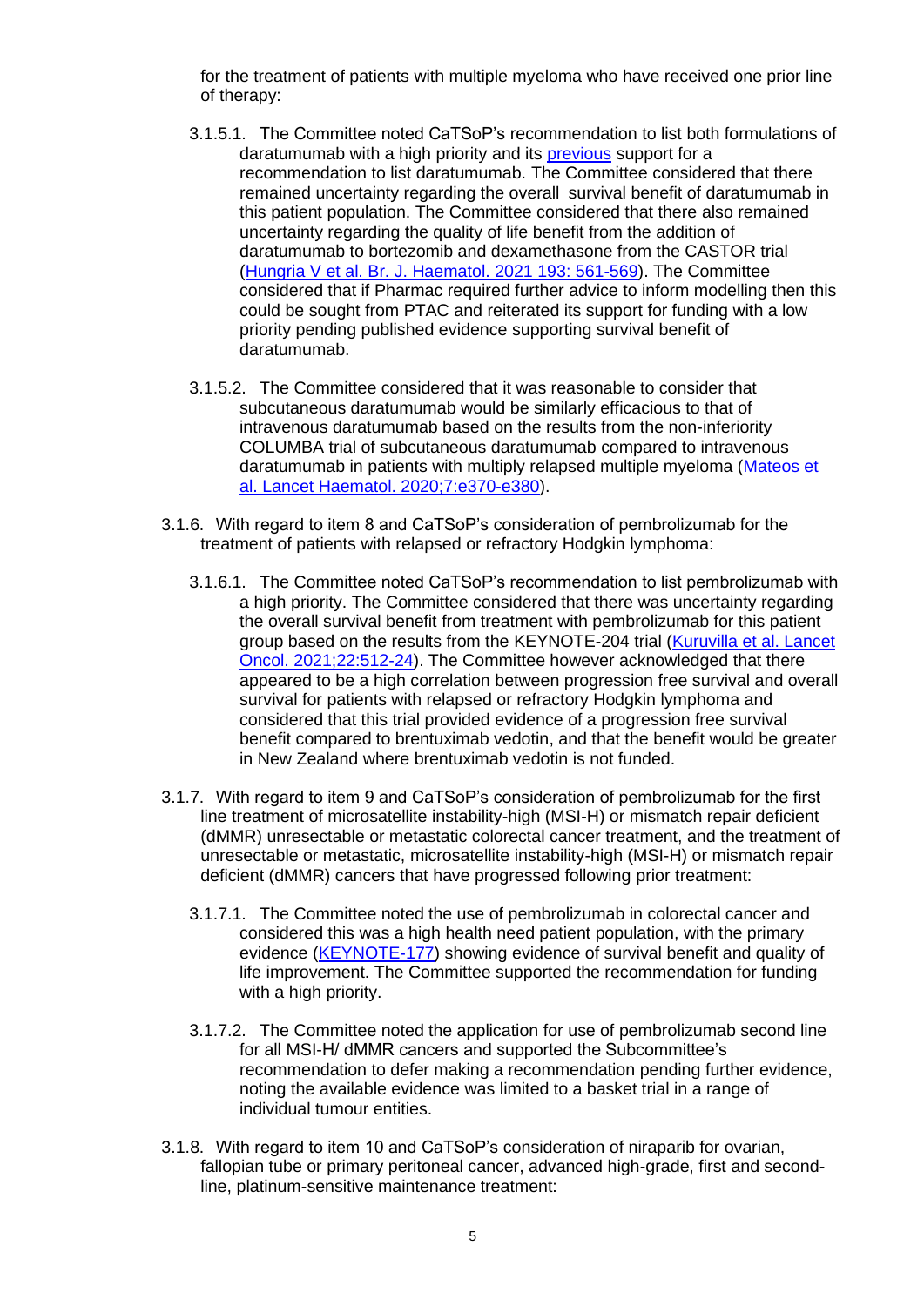for the treatment of patients with multiple myeloma who have received one prior line of therapy:

3.1.5.1. The Committee noted CaTSoP's recommendation to list both formulations of daratumumab with a high priority and its [previous](previous) support for a recommendation to list daratumumab. The Committee considered that there remained uncertainty regarding the overall survival benefit of daratumumab in this patient population. The Committee considered that there also remained uncertainty regarding the quality of life benefit from the addition of daratumumab to bortezomib and dexamethasone from the CASTOR trial ([Hungria V et al. Br. J. Haematol. 2021 193: 561-569](Hungria V et al. Br. J. Haematol. 2021 193: 561-569)). The Committee considered that if Pharmac required further advice to inform modelling then this could be sought from PTAC and reiterated its support for funding with a low priority pending published evidence supporting survival benefit of daratumumab.

3.1.5.2. The Committee considered that it was reasonable to consider that subcutaneous daratumumab would be similarly efficacious to that of intravenous daratumumab based on the results from the non-inferiority COLUMBA trial of subcutaneous daratumumab compared to intravenous daratumumab in patients with multiply relapsed multiple myeloma ([Mateos et al. Lancet Haematol. 2020;7:e370-e380](Mateos et al. Lancet Haematol. 2020;7:e370-e380)).

3.1.6. With regard to item 8 and CaTSoP's consideration of pembrolizumab for the treatment of patients with relapsed or refractory Hodgkin lymphoma:

3.1.6.1. The Committee noted CaTSoP's recommendation to list pembrolizumab with a high priority. The Committee considered that there was uncertainty regarding the overall survival benefit from treatment with pembrolizumab for this patient group based on the results from the KEYNOTE-204 trial ([Kuruvilla et al. Lancet Oncol. 2021;22:512-24](Kuruvilla et al. Lancet Oncol. 2021;22:512-24)). The Committee however acknowledged that there appeared to be a high correlation between progression free survival and overall survival for patients with relapsed or refractory Hodgkin lymphoma and considered that this trial provided evidence of a progression free survival benefit compared to brentuximab vedotin, and that the benefit would be greater in New Zealand where brentuximab vedotin is not funded.

3.1.7. With regard to item 9 and CaTSoP's consideration of pembrolizumab for the first line treatment of microsatellite instability-high (MSI-H) or mismatch repair deficient (dMMR) unresectable or metastatic colorectal cancer treatment, and the treatment of unresectable or metastatic, microsatellite instability-high (MSI-H) or mismatch repair deficient (dMMR) cancers that have progressed following prior treatment:

3.1.7.1. The Committee noted the use of pembrolizumab in colorectal cancer and considered this was a high health need patient population, with the primary evidence ([KEYNOTE-177](KEYNOTE-177)) showing evidence of survival benefit and quality of life improvement. The Committee supported the recommendation for funding with a high priority.

3.1.7.2. The Committee noted the application for use of pembrolizumab second line for all MSI-H/ dMMR cancers and supported the Subcommittee's recommendation to defer making a recommendation pending further evidence, noting the available evidence was limited to a basket trial in a range of individual tumour entities.

3.1.8. With regard to item 10 and CaTSoP's consideration of niraparib for ovarian, fallopian tube or primary peritoneal cancer, advanced high-grade, first and second-line, platinum-sensitive maintenance treatment: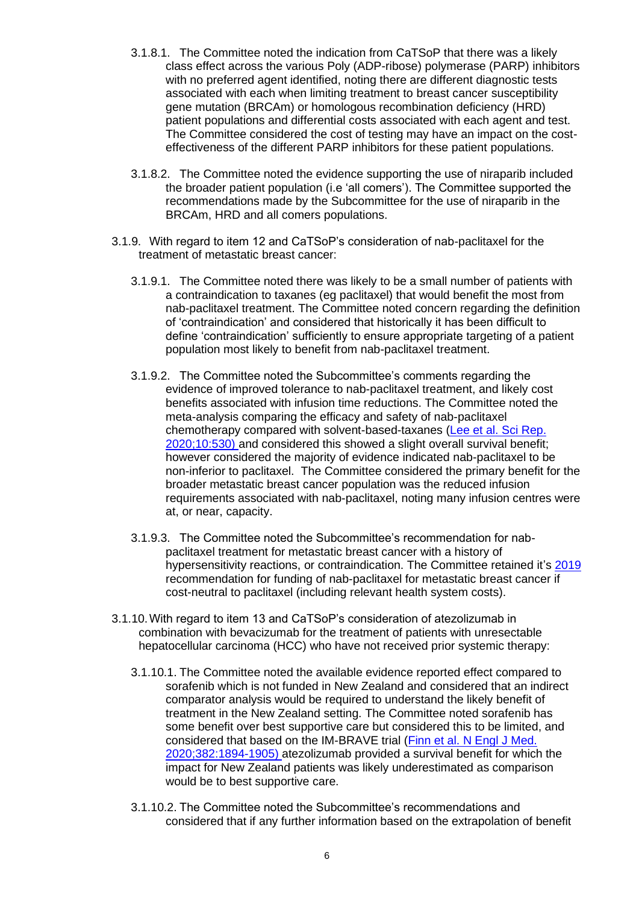3.1.8.1. The Committee noted the indication from CaTSoP that there was a likely class effect across the various Poly (ADP-ribose) polymerase (PARP) inhibitors with no preferred agent identified, noting there are different diagnostic tests associated with each when limiting treatment to breast cancer susceptibility gene mutation (BRCAm) or homologous recombination deficiency (HRD) patient populations and differential costs associated with each agent and test. The Committee considered the cost of testing may have an impact on the cost-effectiveness of the different PARP inhibitors for these patient populations.

3.1.8.2. The Committee noted the evidence supporting the use of niraparib included the broader patient population (i.e 'all comers'). The Committee supported the recommendations made by the Subcommittee for the use of niraparib in the BRCAm, HRD and all comers populations.

3.1.9. With regard to item 12 and CaTSoP's consideration of nab-paclitaxel for the treatment of metastatic breast cancer:

3.1.9.1. The Committee noted there was likely to be a small number of patients with a contraindication to taxanes (eg paclitaxel) that would benefit the most from nab-paclitaxel treatment. The Committee noted concern regarding the definition of 'contraindication' and considered that historically it has been difficult to define 'contraindication' sufficiently to ensure appropriate targeting of a patient population most likely to benefit from nab-paclitaxel treatment.

3.1.9.2. The Committee noted the Subcommittee's comments regarding the evidence of improved tolerance to nab-paclitaxel treatment, and likely cost benefits associated with infusion time reductions. The Committee noted the meta-analysis comparing the efficacy and safety of nab-paclitaxel chemotherapy compared with solvent-based-taxanes (Lee et al. Sci Rep. 2020;10:530) and considered this showed a slight overall survival benefit; however considered the majority of evidence indicated nab-paclitaxel to be non-inferior to paclitaxel. The Committee considered the primary benefit for the broader metastatic breast cancer population was the reduced infusion requirements associated with nab-paclitaxel, noting many infusion centres were at, or near, capacity.

3.1.9.3. The Committee noted the Subcommittee's recommendation for nab-paclitaxel treatment for metastatic breast cancer with a history of hypersensitivity reactions, or contraindication. The Committee retained it's 2019 recommendation for funding of nab-paclitaxel for metastatic breast cancer if cost-neutral to paclitaxel (including relevant health system costs).

3.1.10. With regard to item 13 and CaTSoP's consideration of atezolizumab in combination with bevacizumab for the treatment of patients with unresectable hepatocellular carcinoma (HCC) who have not received prior systemic therapy:

3.1.10.1. The Committee noted the available evidence reported effect compared to sorafenib which is not funded in New Zealand and considered that an indirect comparator analysis would be required to understand the likely benefit of treatment in the New Zealand setting. The Committee noted sorafenib has some benefit over best supportive care but considered this to be limited, and considered that based on the IM-BRAVE trial (Finn et al. N Engl J Med. 2020;382:1894-1905) atezolizumab provided a survival benefit for which the impact for New Zealand patients was likely underestimated as comparison would be to best supportive care.

3.1.10.2. The Committee noted the Subcommittee's recommendations and considered that if any further information based on the extrapolation of benefit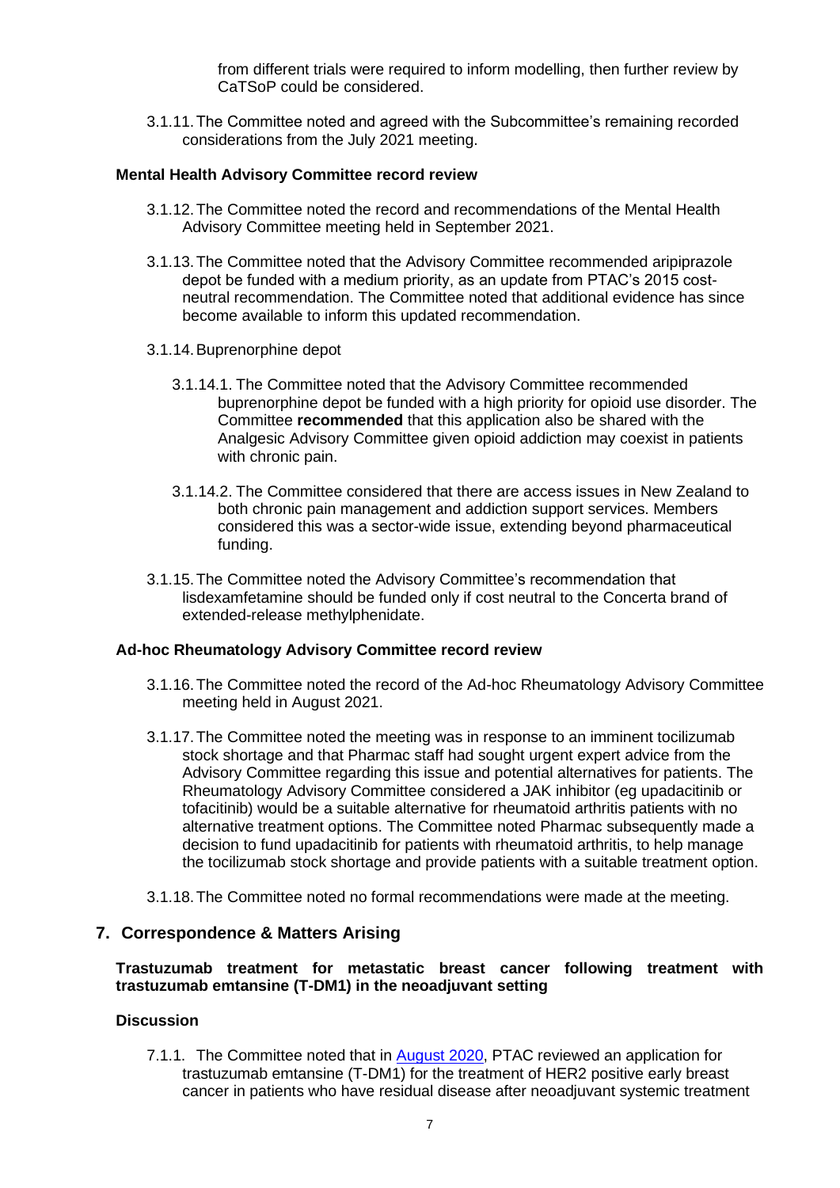from different trials were required to inform modelling, then further review by CaTSoP could be considered.

3.1.11. The Committee noted and agreed with the Subcommittee's remaining recorded considerations from the July 2021 meeting.

**Mental Health Advisory Committee record review**

3.1.12. The Committee noted the record and recommendations of the Mental Health Advisory Committee meeting held in September 2021.

3.1.13. The Committee noted that the Advisory Committee recommended aripiprazole depot be funded with a medium priority, as an update from PTAC's 2015 cost-neutral recommendation. The Committee noted that additional evidence has since become available to inform this updated recommendation.

3.1.14. Buprenorphine depot

3.1.14.1. The Committee noted that the Advisory Committee recommended buprenorphine depot be funded with a high priority for opioid use disorder. The Committee **recommended** that this application also be shared with the Analgesic Advisory Committee given opioid addiction may coexist in patients with chronic pain.

3.1.14.2. The Committee considered that there are access issues in New Zealand to both chronic pain management and addiction support services. Members considered this was a sector-wide issue, extending beyond pharmaceutical funding.

3.1.15. The Committee noted the Advisory Committee's recommendation that lisdexamfetamine should be funded only if cost neutral to the Concerta brand of extended-release methylphenidate.

**Ad-hoc Rheumatology Advisory Committee record review**

3.1.16. The Committee noted the record of the Ad-hoc Rheumatology Advisory Committee meeting held in August 2021.

3.1.17. The Committee noted the meeting was in response to an imminent tocilizumab stock shortage and that Pharmac staff had sought urgent expert advice from the Advisory Committee regarding this issue and potential alternatives for patients. The Rheumatology Advisory Committee considered a JAK inhibitor (eg upadacitinib or tofacitinib) would be a suitable alternative for rheumatoid arthritis patients with no alternative treatment options. The Committee noted Pharmac subsequently made a decision to fund upadacitinib for patients with rheumatoid arthritis, to help manage the tocilizumab stock shortage and provide patients with a suitable treatment option.

3.1.18. The Committee noted no formal recommendations were made at the meeting.

## 7. Correspondence & Matters Arising

**Trastuzumab treatment for metastatic breast cancer following treatment with trastuzumab emtansine (T-DM1) in the neoadjuvant setting**

**Discussion**

7.1.1. The Committee noted that in August 2020, PTAC reviewed an application for trastuzumab emtansine (T-DM1) for the treatment of HER2 positive early breast cancer in patients who have residual disease after neoadjuvant systemic treatment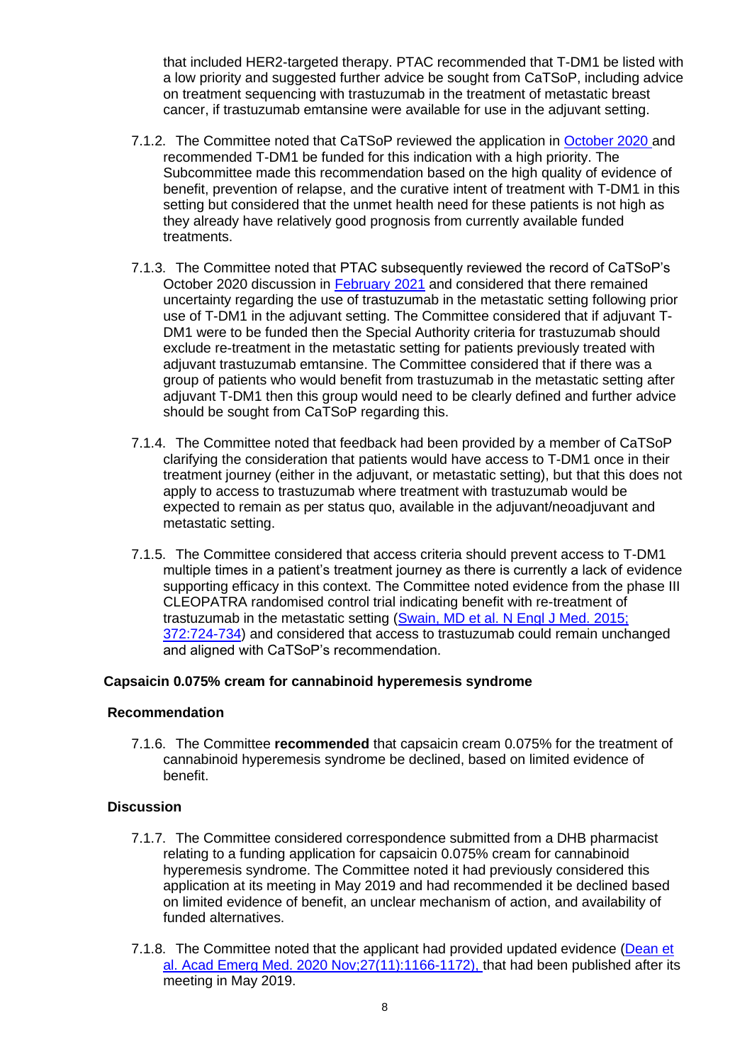that included HER2-targeted therapy. PTAC recommended that T-DM1 be listed with a low priority and suggested further advice be sought from CaTSoP, including advice on treatment sequencing with trastuzumab in the treatment of metastatic breast cancer, if trastuzumab emtansine were available for use in the adjuvant setting.

7.1.2. The Committee noted that CaTSoP reviewed the application in October 2020 and recommended T-DM1 be funded for this indication with a high priority. The Subcommittee made this recommendation based on the high quality of evidence of benefit, prevention of relapse, and the curative intent of treatment with T-DM1 in this setting but considered that the unmet health need for these patients is not high as they already have relatively good prognosis from currently available funded treatments.

7.1.3. The Committee noted that PTAC subsequently reviewed the record of CaTSoP's October 2020 discussion in February 2021 and considered that there remained uncertainty regarding the use of trastuzumab in the metastatic setting following prior use of T-DM1 in the adjuvant setting. The Committee considered that if adjuvant T-DM1 were to be funded then the Special Authority criteria for trastuzumab should exclude re-treatment in the metastatic setting for patients previously treated with adjuvant trastuzumab emtansine. The Committee considered that if there was a group of patients who would benefit from trastuzumab in the metastatic setting after adjuvant T-DM1 then this group would need to be clearly defined and further advice should be sought from CaTSoP regarding this.

7.1.4. The Committee noted that feedback had been provided by a member of CaTSoP clarifying the consideration that patients would have access to T-DM1 once in their treatment journey (either in the adjuvant, or metastatic setting), but that this does not apply to access to trastuzumab where treatment with trastuzumab would be expected to remain as per status quo, available in the adjuvant/neoadjuvant and metastatic setting.

7.1.5. The Committee considered that access criteria should prevent access to T-DM1 multiple times in a patient's treatment journey as there is currently a lack of evidence supporting efficacy in this context. The Committee noted evidence from the phase III CLEOPATRA randomised control trial indicating benefit with re-treatment of trastuzumab in the metastatic setting (Swain, MD et al. N Engl J Med. 2015; 372:724-734) and considered that access to trastuzumab could remain unchanged and aligned with CaTSoP's recommendation.

### Capsaicin 0.075% cream for cannabinoid hyperemesis syndrome

#### Recommendation

7.1.6. The Committee **recommended** that capsaicin cream 0.075% for the treatment of cannabinoid hyperemesis syndrome be declined, based on limited evidence of benefit.

#### Discussion

7.1.7. The Committee considered correspondence submitted from a DHB pharmacist relating to a funding application for capsaicin 0.075% cream for cannabinoid hyperemesis syndrome. The Committee noted it had previously considered this application at its meeting in May 2019 and had recommended it be declined based on limited evidence of benefit, an unclear mechanism of action, and availability of funded alternatives.

7.1.8. The Committee noted that the applicant had provided updated evidence (Dean et al. Acad Emerg Med. 2020 Nov;27(11):1166-1172), that had been published after its meeting in May 2019.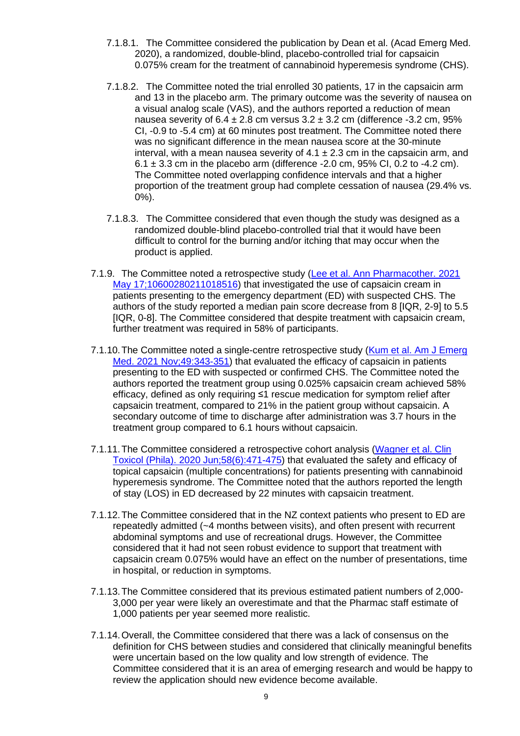7.1.8.1. The Committee considered the publication by Dean et al. (Acad Emerg Med. 2020), a randomized, double-blind, placebo-controlled trial for capsaicin 0.075% cream for the treatment of cannabinoid hyperemesis syndrome (CHS).

7.1.8.2. The Committee noted the trial enrolled 30 patients, 17 in the capsaicin arm and 13 in the placebo arm. The primary outcome was the severity of nausea on a visual analog scale (VAS), and the authors reported a reduction of mean nausea severity of $6.4 \pm 2.8$ cm versus $3.2 \pm 3.2$ cm (difference -3.2 cm, 95% CI, -0.9 to -5.4 cm) at 60 minutes post treatment. The Committee noted there was no significant difference in the mean nausea score at the 30-minute interval, with a mean nausea severity of $4.1 \pm 2.3$ cm in the capsaicin arm, and $6.1 \pm 3.3$ cm in the placebo arm (difference -2.0 cm, 95% CI, 0.2 to -4.2 cm). The Committee noted overlapping confidence intervals and that a higher proportion of the treatment group had complete cessation of nausea (29.4% vs. 0%).

7.1.8.3. The Committee considered that even though the study was designed as a randomized double-blind placebo-controlled trial that it would have been difficult to control for the burning and/or itching that may occur when the product is applied.

7.1.9. The Committee noted a retrospective study ([Lee et al. Ann Pharmacother. 2021 May 17;10600280211018516]) that investigated the use of capsaicin cream in patients presenting to the emergency department (ED) with suspected CHS. The authors of the study reported a median pain score decrease from 8 [IQR, 2-9] to 5.5 [IQR, 0-8]. The Committee considered that despite treatment with capsaicin cream, further treatment was required in 58% of participants.

7.1.10. The Committee noted a single-centre retrospective study ([Kum et al. Am J Emerg Med. 2021 Nov;49:343-351]) that evaluated the efficacy of capsaicin in patients presenting to the ED with suspected or confirmed CHS. The Committee noted the authors reported the treatment group using 0.025% capsaicin cream achieved 58% efficacy, defined as only requiring ≤1 rescue medication for symptom relief after capsaicin treatment, compared to 21% in the patient group without capsaicin. A secondary outcome of time to discharge after administration was 3.7 hours in the treatment group compared to 6.1 hours without capsaicin.

7.1.11. The Committee considered a retrospective cohort analysis ([Wagner et al. Clin Toxicol (Phila). 2020 Jun;58(6):471-475]) that evaluated the safety and efficacy of topical capsaicin (multiple concentrations) for patients presenting with cannabinoid hyperemesis syndrome. The Committee noted that the authors reported the length of stay (LOS) in ED decreased by 22 minutes with capsaicin treatment.

7.1.12. The Committee considered that in the NZ context patients who present to ED are repeatedly admitted (~4 months between visits), and often present with recurrent abdominal symptoms and use of recreational drugs. However, the Committee considered that it had not seen robust evidence to support that treatment with capsaicin cream 0.075% would have an effect on the number of presentations, time in hospital, or reduction in symptoms.

7.1.13. The Committee considered that its previous estimated patient numbers of 2,000-3,000 per year were likely an overestimate and that the Pharmac staff estimate of 1,000 patients per year seemed more realistic.

7.1.14. Overall, the Committee considered that there was a lack of consensus on the definition for CHS between studies and considered that clinically meaningful benefits were uncertain based on the low quality and low strength of evidence. The Committee considered that it is an area of emerging research and would be happy to review the application should new evidence become available.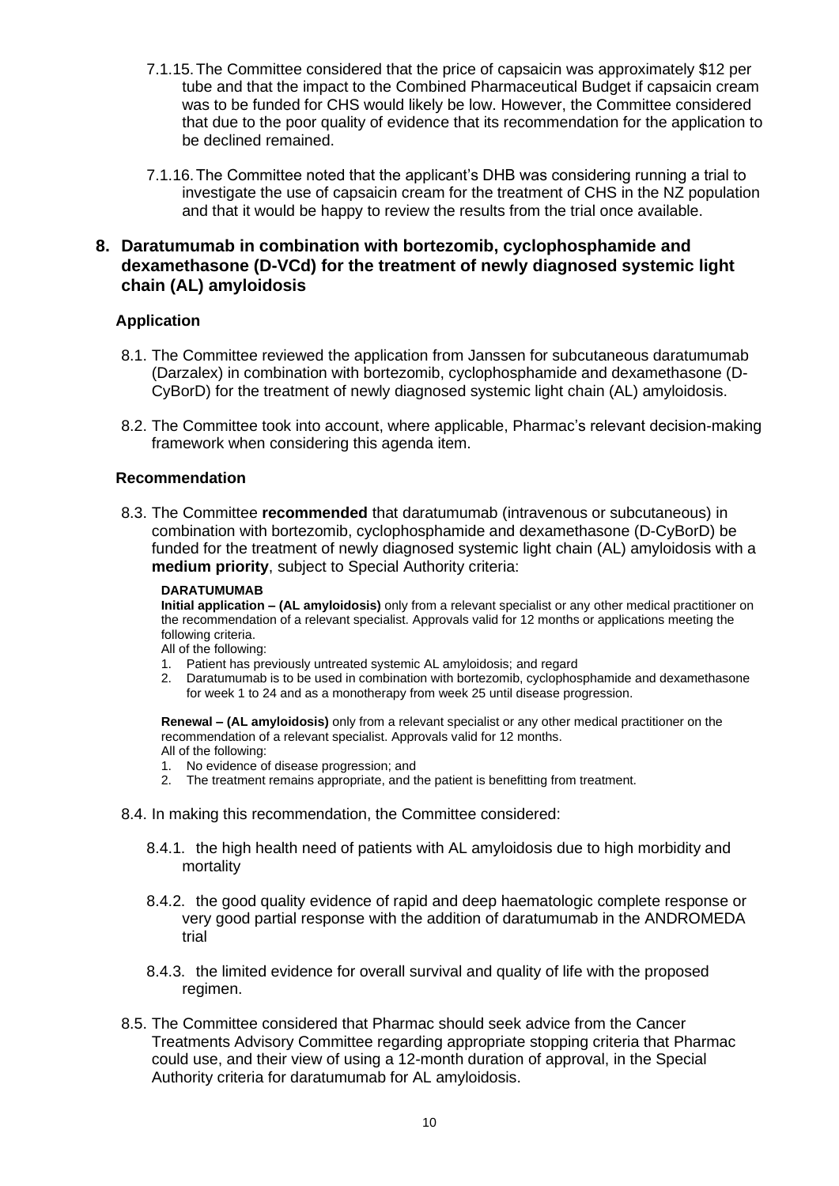7.1.15. The Committee considered that the price of capsaicin was approximately $12 per tube and that the impact to the Combined Pharmaceutical Budget if capsaicin cream was to be funded for CHS would likely be low. However, the Committee considered that due to the poor quality of evidence that its recommendation for the application to be declined remained.

7.1.16. The Committee noted that the applicant's DHB was considering running a trial to investigate the use of capsaicin cream for the treatment of CHS in the NZ population and that it would be happy to review the results from the trial once available.

## 8. Daratumumab in combination with bortezomib, cyclophosphamide and dexamethasone (D-VCd) for the treatment of newly diagnosed systemic light chain (AL) amyloidosis

### Application

8.1. The Committee reviewed the application from Janssen for subcutaneous daratumumab (Darzalex) in combination with bortezomib, cyclophosphamide and dexamethasone (D-CyBorD) for the treatment of newly diagnosed systemic light chain (AL) amyloidosis.

8.2. The Committee took into account, where applicable, Pharmac's relevant decision-making framework when considering this agenda item.

### Recommendation

8.3. The Committee **recommended** that daratumumab (intravenous or subcutaneous) in combination with bortezomib, cyclophosphamide and dexamethasone (D-CyBorD) be funded for the treatment of newly diagnosed systemic light chain (AL) amyloidosis with a **medium priority**, subject to Special Authority criteria:

**DARATUMUMAB**

**Initial application – (AL amyloidosis)** only from a relevant specialist or any other medical practitioner on the recommendation of a relevant specialist. Approvals valid for 12 months or applications meeting the following criteria.

All of the following:

1. Patient has previously untreated systemic AL amyloidosis; and regard
2. Daratumumab is to be used in combination with bortezomib, cyclophosphamide and dexamethasone for week 1 to 24 and as a monotherapy from week 25 until disease progression.

**Renewal – (AL amyloidosis)** only from a relevant specialist or any other medical practitioner on the recommendation of a relevant specialist. Approvals valid for 12 months.

All of the following:

1. No evidence of disease progression; and
2. The treatment remains appropriate, and the patient is benefitting from treatment.

8.4. In making this recommendation, the Committee considered:

8.4.1. the high health need of patients with AL amyloidosis due to high morbidity and mortality

8.4.2. the good quality evidence of rapid and deep haematologic complete response or very good partial response with the addition of daratumumab in the ANDROMEDA trial

8.4.3. the limited evidence for overall survival and quality of life with the proposed regimen.

8.5. The Committee considered that Pharmac should seek advice from the Cancer Treatments Advisory Committee regarding appropriate stopping criteria that Pharmac could use, and their view of using a 12-month duration of approval, in the Special Authority criteria for daratumumab for AL amyloidosis.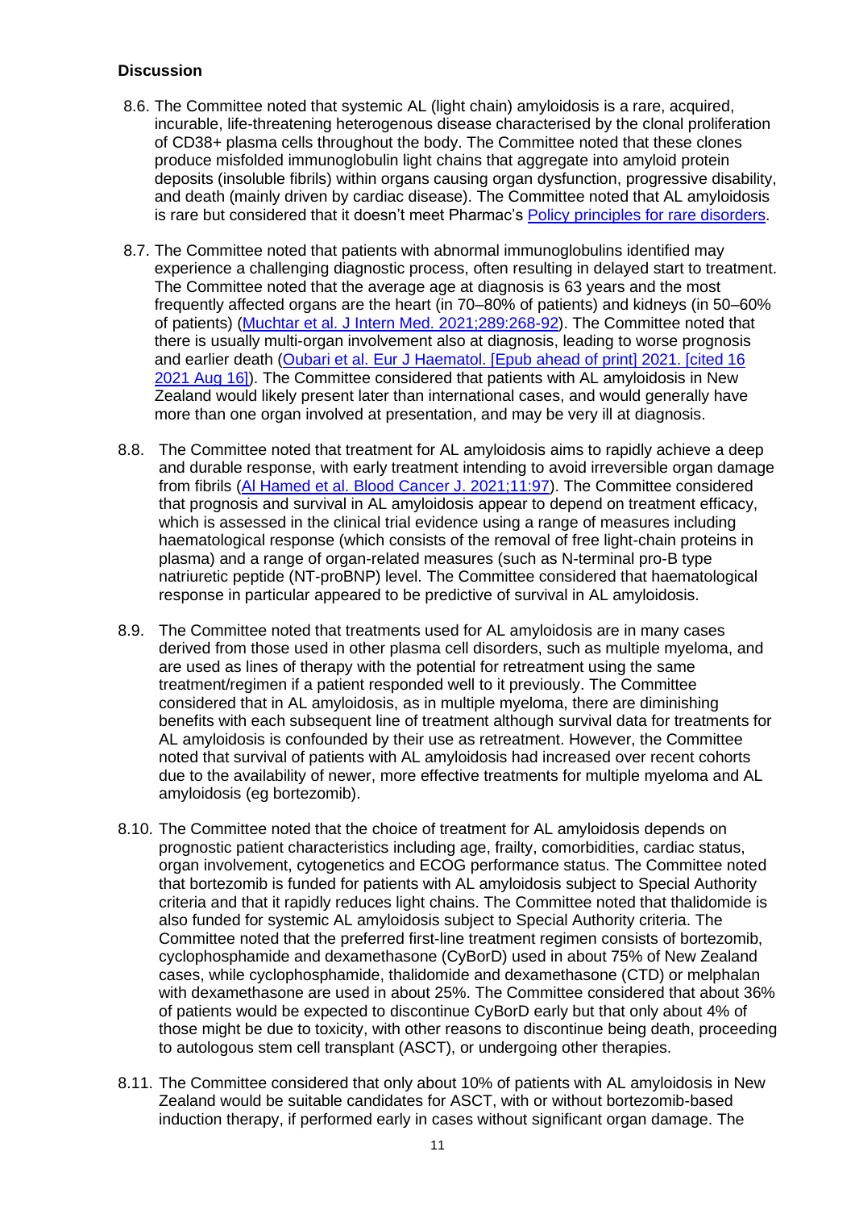### Discussion

8.6. The Committee noted that systemic AL (light chain) amyloidosis is a rare, acquired, incurable, life-threatening heterogenous disease characterised by the clonal proliferation of CD38+ plasma cells throughout the body. The Committee noted that these clones produce misfolded immunoglobulin light chains that aggregate into amyloid protein deposits (insoluble fibrils) within organs causing organ dysfunction, progressive disability, and death (mainly driven by cardiac disease). The Committee noted that AL amyloidosis is rare but considered that it doesn't meet Pharmac's [Policy principles for rare disorders](#).

8.7. The Committee noted that patients with abnormal immunoglobulins identified may experience a challenging diagnostic process, often resulting in delayed start to treatment. The Committee noted that the average age at diagnosis is 63 years and the most frequently affected organs are the heart (in 70–80% of patients) and kidneys (in 50–60% of patients) ([Muchtar et al. J Intern Med. 2021;289:268-92](#)). The Committee noted that there is usually multi-organ involvement also at diagnosis, leading to worse prognosis and earlier death ([Oubari et al. Eur J Haematol. [Epub ahead of print] 2021. [cited 16 2021 Aug 16]](#)). The Committee considered that patients with AL amyloidosis in New Zealand would likely present later than international cases, and would generally have more than one organ involved at presentation, and may be very ill at diagnosis.

8.8. The Committee noted that treatment for AL amyloidosis aims to rapidly achieve a deep and durable response, with early treatment intending to avoid irreversible organ damage from fibrils ([Al Hamed et al. Blood Cancer J. 2021;11:97](#)). The Committee considered that prognosis and survival in AL amyloidosis appear to depend on treatment efficacy, which is assessed in the clinical trial evidence using a range of measures including haematological response (which consists of the removal of free light-chain proteins in plasma) and a range of organ-related measures (such as N-terminal pro-B type natriuretic peptide (NT-proBNP) level. The Committee considered that haematological response in particular appeared to be predictive of survival in AL amyloidosis.

8.9. The Committee noted that treatments used for AL amyloidosis are in many cases derived from those used in other plasma cell disorders, such as multiple myeloma, and are used as lines of therapy with the potential for retreatment using the same treatment/regimen if a patient responded well to it previously. The Committee considered that in AL amyloidosis, as in multiple myeloma, there are diminishing benefits with each subsequent line of treatment although survival data for treatments for AL amyloidosis is confounded by their use as retreatment. However, the Committee noted that survival of patients with AL amyloidosis had increased over recent cohorts due to the availability of newer, more effective treatments for multiple myeloma and AL amyloidosis (eg bortezomib).

8.10. The Committee noted that the choice of treatment for AL amyloidosis depends on prognostic patient characteristics including age, frailty, comorbidities, cardiac status, organ involvement, cytogenetics and ECOG performance status. The Committee noted that bortezomib is funded for patients with AL amyloidosis subject to Special Authority criteria and that it rapidly reduces light chains. The Committee noted that thalidomide is also funded for systemic AL amyloidosis subject to Special Authority criteria. The Committee noted that the preferred first-line treatment regimen consists of bortezomib, cyclophosphamide and dexamethasone (CyBorD) used in about 75% of New Zealand cases, while cyclophosphamide, thalidomide and dexamethasone (CTD) or melphalan with dexamethasone are used in about 25%. The Committee considered that about 36% of patients would be expected to discontinue CyBorD early but that only about 4% of those might be due to toxicity, with other reasons to discontinue being death, proceeding to autologous stem cell transplant (ASCT), or undergoing other therapies.

8.11. The Committee considered that only about 10% of patients with AL amyloidosis in New Zealand would be suitable candidates for ASCT, with or without bortezomib-based induction therapy, if performed early in cases without significant organ damage. The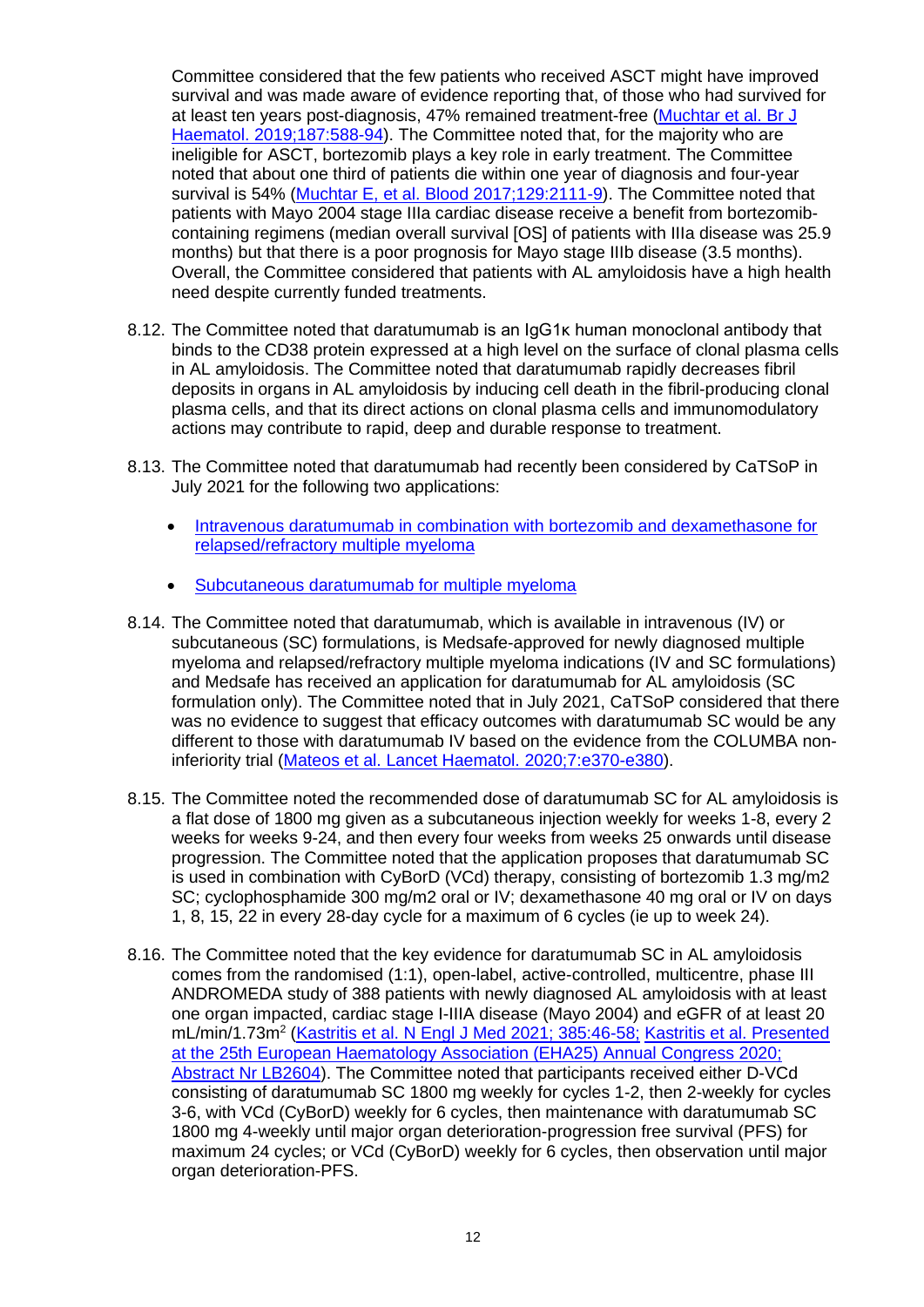Committee considered that the few patients who received ASCT might have improved survival and was made aware of evidence reporting that, of those who had survived for at least ten years post-diagnosis, 47% remained treatment-free (Muchtar et al. Br J Haematol. 2019;187:588-94). The Committee noted that, for the majority who are ineligible for ASCT, bortezomib plays a key role in early treatment. The Committee noted that about one third of patients die within one year of diagnosis and four-year survival is 54% (Muchtar E, et al. Blood 2017;129:2111-9). The Committee noted that patients with Mayo 2004 stage IIIa cardiac disease receive a benefit from bortezomib-containing regimens (median overall survival [OS] of patients with IIIa disease was 25.9 months) but that there is a poor prognosis for Mayo stage IIIb disease (3.5 months). Overall, the Committee considered that patients with AL amyloidosis have a high health need despite currently funded treatments.

8.12. The Committee noted that daratumumab is an IgG1κ human monoclonal antibody that binds to the CD38 protein expressed at a high level on the surface of clonal plasma cells in AL amyloidosis. The Committee noted that daratumumab rapidly decreases fibril deposits in organs in AL amyloidosis by inducing cell death in the fibril-producing clonal plasma cells, and that its direct actions on clonal plasma cells and immunomodulatory actions may contribute to rapid, deep and durable response to treatment.

8.13. The Committee noted that daratumumab had recently been considered by CaTSoP in July 2021 for the following two applications:

- Intravenous daratumumab in combination with bortezomib and dexamethasone for relapsed/refractory multiple myeloma
- Subcutaneous daratumumab for multiple myeloma

8.14. The Committee noted that daratumumab, which is available in intravenous (IV) or subcutaneous (SC) formulations, is Medsafe-approved for newly diagnosed multiple myeloma and relapsed/refractory multiple myeloma indications (IV and SC formulations) and Medsafe has received an application for daratumumab for AL amyloidosis (SC formulation only). The Committee noted that in July 2021, CaTSoP considered that there was no evidence to suggest that efficacy outcomes with daratumumab SC would be any different to those with daratumumab IV based on the evidence from the COLUMBA non-inferiority trial (Mateos et al. Lancet Haematol. 2020;7:e370-e380).

8.15. The Committee noted the recommended dose of daratumumab SC for AL amyloidosis is a flat dose of 1800 mg given as a subcutaneous injection weekly for weeks 1-8, every 2 weeks for weeks 9-24, and then every four weeks from weeks 25 onwards until disease progression. The Committee noted that the application proposes that daratumumab SC is used in combination with CyBorD (VCd) therapy, consisting of bortezomib 1.3 mg/m2 SC; cyclophosphamide 300 mg/m2 oral or IV; dexamethasone 40 mg oral or IV on days 1, 8, 15, 22 in every 28-day cycle for a maximum of 6 cycles (ie up to week 24).

8.16. The Committee noted that the key evidence for daratumumab SC in AL amyloidosis comes from the randomised (1:1), open-label, active-controlled, multicentre, phase III ANDROMEDA study of 388 patients with newly diagnosed AL amyloidosis with at least one organ impacted, cardiac stage I-IIIA disease (Mayo 2004) and eGFR of at least 20 mL/min/1.73m$^2$ (Kastritis et al. N Engl J Med 2021; 385:46-58; Kastritis et al. Presented at the 25th European Haematology Association (EHA25) Annual Congress 2020; Abstract Nr LB2604). The Committee noted that participants received either D-VCd consisting of daratumumab SC 1800 mg weekly for cycles 1-2, then 2-weekly for cycles 3-6, with VCd (CyBorD) weekly for 6 cycles, then maintenance with daratumumab SC 1800 mg 4-weekly until major organ deterioration-progression free survival (PFS) for maximum 24 cycles; or VCd (CyBorD) weekly for 6 cycles, then observation until major organ deterioration-PFS.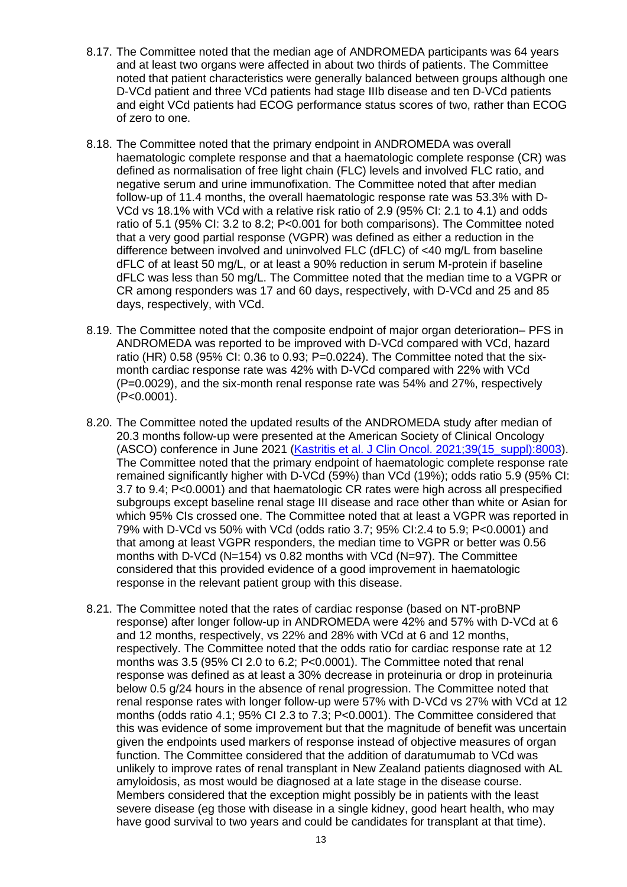8.17. The Committee noted that the median age of ANDROMEDA participants was 64 years and at least two organs were affected in about two thirds of patients. The Committee noted that patient characteristics were generally balanced between groups although one D-VCd patient and three VCd patients had stage IIIb disease and ten D-VCd patients and eight VCd patients had ECOG performance status scores of two, rather than ECOG of zero to one.

8.18. The Committee noted that the primary endpoint in ANDROMEDA was overall haematologic complete response and that a haematologic complete response (CR) was defined as normalisation of free light chain (FLC) levels and involved FLC ratio, and negative serum and urine immunofixation. The Committee noted that after median follow-up of 11.4 months, the overall haematologic response rate was 53.3% with D-VCd vs 18.1% with VCd with a relative risk ratio of 2.9 (95% CI: 2.1 to 4.1) and odds ratio of 5.1 (95% CI: 3.2 to 8.2; P<0.001 for both comparisons). The Committee noted that a very good partial response (VGPR) was defined as either a reduction in the difference between involved and uninvolved FLC (dFLC) of <40 mg/L from baseline dFLC of at least 50 mg/L, or at least a 90% reduction in serum M-protein if baseline dFLC was less than 50 mg/L. The Committee noted that the median time to a VGPR or CR among responders was 17 and 60 days, respectively, with D-VCd and 25 and 85 days, respectively, with VCd.

8.19. The Committee noted that the composite endpoint of major organ deterioration– PFS in ANDROMEDA was reported to be improved with D-VCd compared with VCd, hazard ratio (HR) 0.58 (95% CI: 0.36 to 0.93; P=0.0224). The Committee noted that the six-month cardiac response rate was 42% with D-VCd compared with 22% with VCd (P=0.0029), and the six-month renal response rate was 54% and 27%, respectively (P<0.0001).

8.20. The Committee noted the updated results of the ANDROMEDA study after median of 20.3 months follow-up were presented at the American Society of Clinical Oncology (ASCO) conference in June 2021 ([Kastritis et al. J Clin Oncol. 2021;39(15_suppl):8003]). The Committee noted that the primary endpoint of haematologic complete response rate remained significantly higher with D-VCd (59%) than VCd (19%); odds ratio 5.9 (95% CI: 3.7 to 9.4; P<0.0001) and that haematologic CR rates were high across all prespecified subgroups except baseline renal stage III disease and race other than white or Asian for which 95% CIs crossed one. The Committee noted that at least a VGPR was reported in 79% with D-VCd vs 50% with VCd (odds ratio 3.7; 95% CI:2.4 to 5.9; P<0.0001) and that among at least VGPR responders, the median time to VGPR or better was 0.56 months with D-VCd (N=154) vs 0.82 months with VCd (N=97). The Committee considered that this provided evidence of a good improvement in haematologic response in the relevant patient group with this disease.

8.21. The Committee noted that the rates of cardiac response (based on NT-proBNP response) after longer follow-up in ANDROMEDA were 42% and 57% with D-VCd at 6 and 12 months, respectively, vs 22% and 28% with VCd at 6 and 12 months, respectively. The Committee noted that the odds ratio for cardiac response rate at 12 months was 3.5 (95% CI 2.0 to 6.2; P<0.0001). The Committee noted that renal response was defined as at least a 30% decrease in proteinuria or drop in proteinuria below 0.5 g/24 hours in the absence of renal progression. The Committee noted that renal response rates with longer follow-up were 57% with D-VCd vs 27% with VCd at 12 months (odds ratio 4.1; 95% CI 2.3 to 7.3; P<0.0001). The Committee considered that this was evidence of some improvement but that the magnitude of benefit was uncertain given the endpoints used markers of response instead of objective measures of organ function. The Committee considered that the addition of daratumumab to VCd was unlikely to improve rates of renal transplant in New Zealand patients diagnosed with AL amyloidosis, as most would be diagnosed at a late stage in the disease course. Members considered that the exception might possibly be in patients with the least severe disease (eg those with disease in a single kidney, good heart health, who may have good survival to two years and could be candidates for transplant at that time).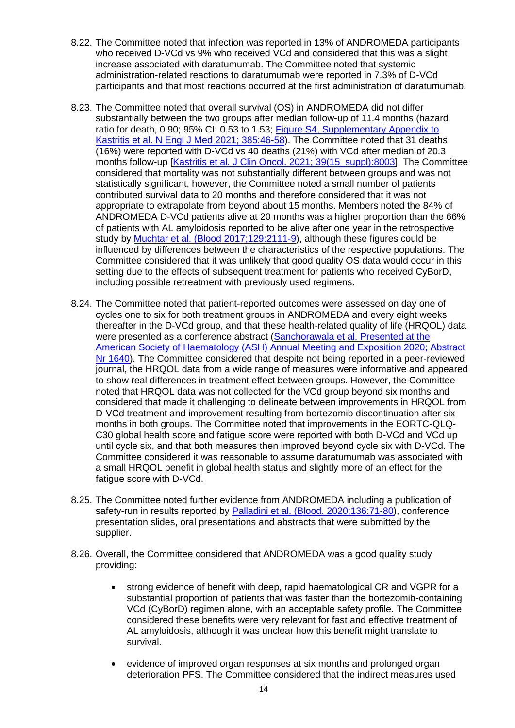8.22. The Committee noted that infection was reported in 13% of ANDROMEDA participants who received D-VCd vs 9% who received VCd and considered that this was a slight increase associated with daratumumab. The Committee noted that systemic administration-related reactions to daratumumab were reported in 7.3% of D-VCd participants and that most reactions occurred at the first administration of daratumumab.

8.23. The Committee noted that overall survival (OS) in ANDROMEDA did not differ substantially between the two groups after median follow-up of 11.4 months (hazard ratio for death, 0.90; 95% CI: 0.53 to 1.53; [Figure S4, Supplementary Appendix to Kastritis et al. N Engl J Med 2021; 385:46-58](#)). The Committee noted that 31 deaths (16%) were reported with D-VCd vs 40 deaths (21%) with VCd after median of 20.3 months follow-up [[Kastritis et al. J Clin Oncol. 2021; 39(15_suppl):8003](#)]. The Committee considered that mortality was not substantially different between groups and was not statistically significant, however, the Committee noted a small number of patients contributed survival data to 20 months and therefore considered that it was not appropriate to extrapolate from beyond about 15 months. Members noted the 84% of ANDROMEDA D-VCd patients alive at 20 months was a higher proportion than the 66% of patients with AL amyloidosis reported to be alive after one year in the retrospective study by [Muchtar et al. (Blood 2017;129:2111-9)](#), although these figures could be influenced by differences between the characteristics of the respective populations. The Committee considered that it was unlikely that good quality OS data would occur in this setting due to the effects of subsequent treatment for patients who received CyBorD, including possible retreatment with previously used regimens.

8.24. The Committee noted that patient-reported outcomes were assessed on day one of cycles one to six for both treatment groups in ANDROMEDA and every eight weeks thereafter in the D-VCd group, and that these health-related quality of life (HRQOL) data were presented as a conference abstract ([Sanchorawala et al. Presented at the American Society of Haematology (ASH) Annual Meeting and Exposition 2020; Abstract Nr 1640](#)). The Committee considered that despite not being reported in a peer-reviewed journal, the HRQOL data from a wide range of measures were informative and appeared to show real differences in treatment effect between groups. However, the Committee noted that HRQOL data was not collected for the VCd group beyond six months and considered that made it challenging to delineate between improvements in HRQOL from D-VCd treatment and improvement resulting from bortezomib discontinuation after six months in both groups. The Committee noted that improvements in the EORTC-QLQ-C30 global health score and fatigue score were reported with both D-VCd and VCd up until cycle six, and that both measures then improved beyond cycle six with D-VCd. The Committee considered it was reasonable to assume daratumumab was associated with a small HRQOL benefit in global health status and slightly more of an effect for the fatigue score with D-VCd.

8.25. The Committee noted further evidence from ANDROMEDA including a publication of safety-run in results reported by [Palladini et al. (Blood. 2020;136:71-80)](#), conference presentation slides, oral presentations and abstracts that were submitted by the supplier.

8.26. Overall, the Committee considered that ANDROMEDA was a good quality study providing:

- strong evidence of benefit with deep, rapid haematological CR and VGPR for a substantial proportion of patients that was faster than the bortezomib-containing VCd (CyBorD) regimen alone, with an acceptable safety profile. The Committee considered these benefits were very relevant for fast and effective treatment of AL amyloidosis, although it was unclear how this benefit might translate to survival.

- evidence of improved organ responses at six months and prolonged organ deterioration PFS. The Committee considered that the indirect measures used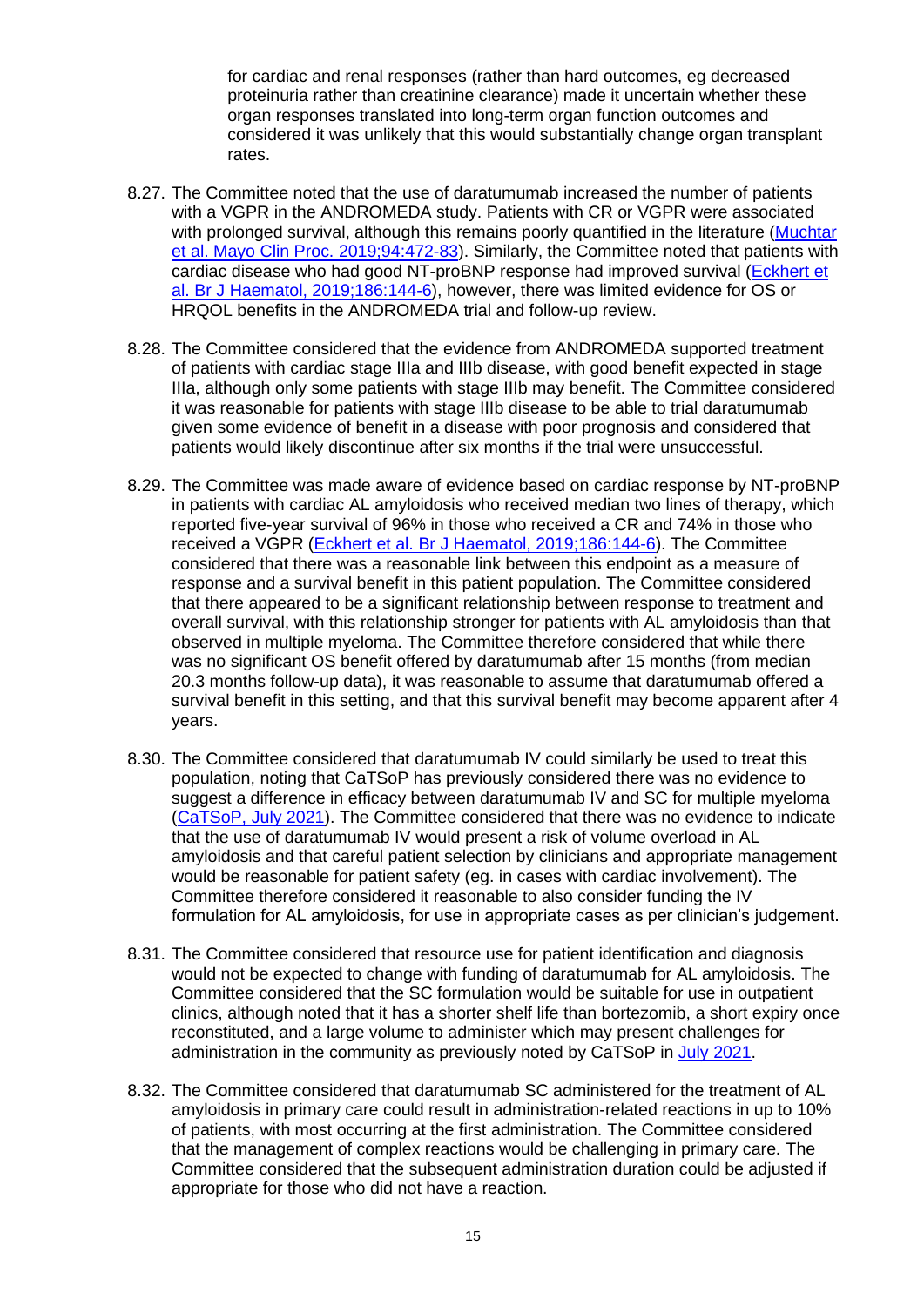for cardiac and renal responses (rather than hard outcomes, eg decreased proteinuria rather than creatinine clearance) made it uncertain whether these organ responses translated into long-term organ function outcomes and considered it was unlikely that this would substantially change organ transplant rates.

8.27. The Committee noted that the use of daratumumab increased the number of patients with a VGPR in the ANDROMEDA study. Patients with CR or VGPR were associated with prolonged survival, although this remains poorly quantified in the literature ([Muchtar et al. Mayo Clin Proc. 2019;94:472-83](#)). Similarly, the Committee noted that patients with cardiac disease who had good NT-proBNP response had improved survival ([Eckhert et al. Br J Haematol, 2019;186:144-6](#)), however, there was limited evidence for OS or HRQOL benefits in the ANDROMEDA trial and follow-up review.

8.28. The Committee considered that the evidence from ANDROMEDA supported treatment of patients with cardiac stage IIIa and IIIb disease, with good benefit expected in stage IIIa, although only some patients with stage IIIb may benefit. The Committee considered it was reasonable for patients with stage IIIb disease to be able to trial daratumumab given some evidence of benefit in a disease with poor prognosis and considered that patients would likely discontinue after six months if the trial were unsuccessful.

8.29. The Committee was made aware of evidence based on cardiac response by NT-proBNP in patients with cardiac AL amyloidosis who received median two lines of therapy, which reported five-year survival of 96% in those who received a CR and 74% in those who received a VGPR ([Eckhert et al. Br J Haematol, 2019;186:144-6](#)). The Committee considered that there was a reasonable link between this endpoint as a measure of response and a survival benefit in this patient population. The Committee considered that there appeared to be a significant relationship between response to treatment and overall survival, with this relationship stronger for patients with AL amyloidosis than that observed in multiple myeloma. The Committee therefore considered that while there was no significant OS benefit offered by daratumumab after 15 months (from median 20.3 months follow-up data), it was reasonable to assume that daratumumab offered a survival benefit in this setting, and that this survival benefit may become apparent after 4 years.

8.30. The Committee considered that daratumumab IV could similarly be used to treat this population, noting that CaTSoP has previously considered there was no evidence to suggest a difference in efficacy between daratumumab IV and SC for multiple myeloma ([CaTSoP, July 2021](#)). The Committee considered that there was no evidence to indicate that the use of daratumumab IV would present a risk of volume overload in AL amyloidosis and that careful patient selection by clinicians and appropriate management would be reasonable for patient safety (eg. in cases with cardiac involvement). The Committee therefore considered it reasonable to also consider funding the IV formulation for AL amyloidosis, for use in appropriate cases as per clinician's judgement.

8.31. The Committee considered that resource use for patient identification and diagnosis would not be expected to change with funding of daratumumab for AL amyloidosis. The Committee considered that the SC formulation would be suitable for use in outpatient clinics, although noted that it has a shorter shelf life than bortezomib, a short expiry once reconstituted, and a large volume to administer which may present challenges for administration in the community as previously noted by CaTSoP in [July 2021](#).

8.32. The Committee considered that daratumumab SC administered for the treatment of AL amyloidosis in primary care could result in administration-related reactions in up to 10% of patients, with most occurring at the first administration. The Committee considered that the management of complex reactions would be challenging in primary care. The Committee considered that the subsequent administration duration could be adjusted if appropriate for those who did not have a reaction.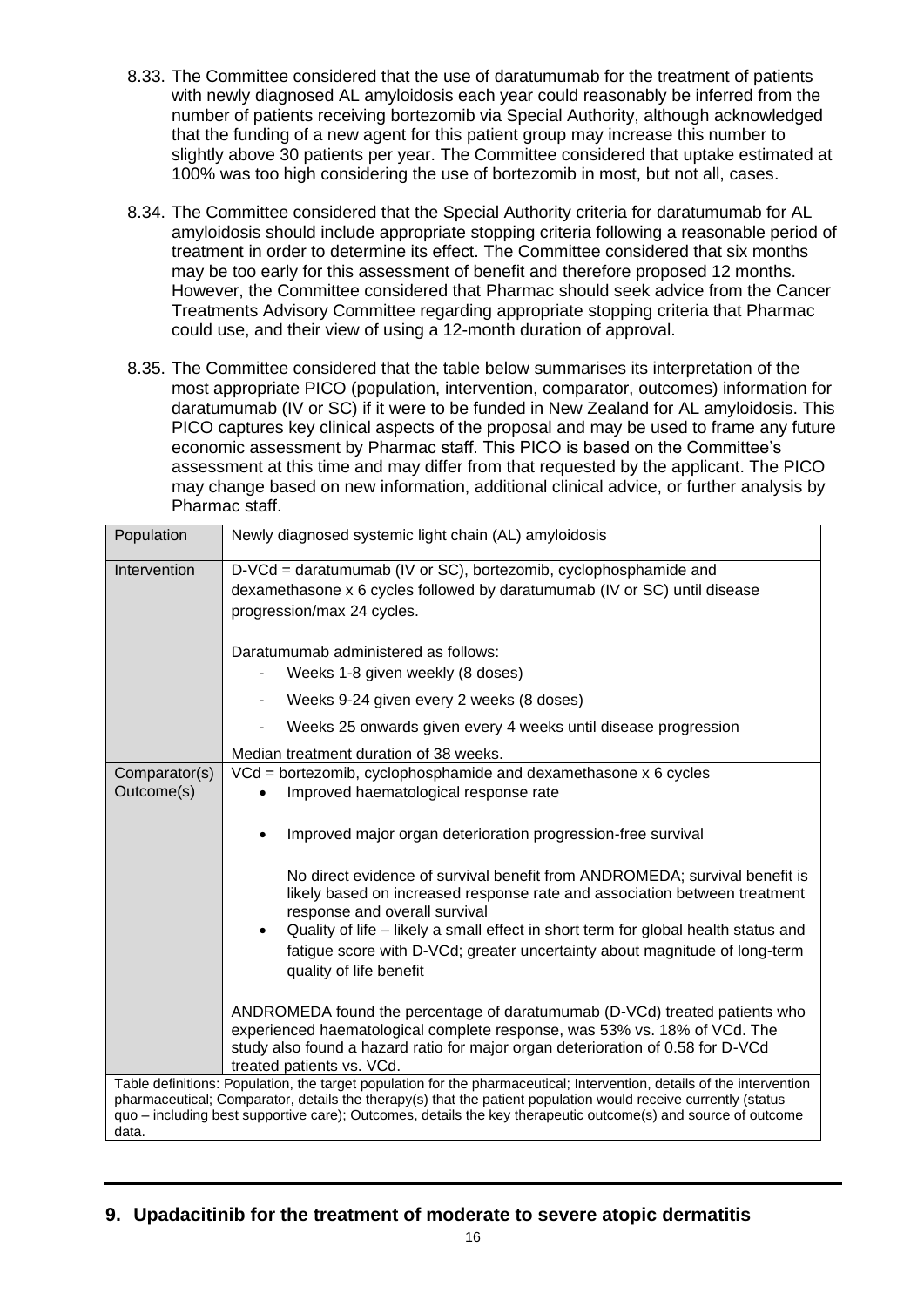8.33. The Committee considered that the use of daratumumab for the treatment of patients with newly diagnosed AL amyloidosis each year could reasonably be inferred from the number of patients receiving bortezomib via Special Authority, although acknowledged that the funding of a new agent for this patient group may increase this number to slightly above 30 patients per year. The Committee considered that uptake estimated at 100% was too high considering the use of bortezomib in most, but not all, cases.

8.34. The Committee considered that the Special Authority criteria for daratumumab for AL amyloidosis should include appropriate stopping criteria following a reasonable period of treatment in order to determine its effect. The Committee considered that six months may be too early for this assessment of benefit and therefore proposed 12 months. However, the Committee considered that Pharmac should seek advice from the Cancer Treatments Advisory Committee regarding appropriate stopping criteria that Pharmac could use, and their view of using a 12-month duration of approval.

8.35. The Committee considered that the table below summarises its interpretation of the most appropriate PICO (population, intervention, comparator, outcomes) information for daratumumab (IV or SC) if it were to be funded in New Zealand for AL amyloidosis. This PICO captures key clinical aspects of the proposal and may be used to frame any future economic assessment by Pharmac staff. This PICO is based on the Committee's assessment at this time and may differ from that requested by the applicant. The PICO may change based on new information, additional clinical advice, or further analysis by Pharmac staff.

| | |
|---|---|
| Population | Newly diagnosed systemic light chain (AL) amyloidosis |
| Intervention | D-VCd = daratumumab (IV or SC), bortezomib, cyclophosphamide and dexamethasone x 6 cycles followed by daratumumab (IV or SC) until disease progression/max 24 cycles.<br><br>Daratumumab administered as follows:<br>- Weeks 1-8 given weekly (8 doses)<br>- Weeks 9-24 given every 2 weeks (8 doses)<br>- Weeks 25 onwards given every 4 weeks until disease progression<br><br>Median treatment duration of 38 weeks. |
| Comparator(s) | VCd = bortezomib, cyclophosphamide and dexamethasone x 6 cycles |
| Outcome(s) | • Improved haematological response rate<br>• Improved major organ deterioration progression-free survival<br><br>No direct evidence of survival benefit from ANDROMEDA; survival benefit is likely based on increased response rate and association between treatment response and overall survival<br>• Quality of life – likely a small effect in short term for global health status and fatigue score with D-VCd; greater uncertainty about magnitude of long-term quality of life benefit<br><br>ANDROMEDA found the percentage of daratumumab (D-VCd) treated patients who experienced haematological complete response, was 53% vs. 18% of VCd. The study also found a hazard ratio for major organ deterioration of 0.58 for D-VCd treated patients vs. VCd. |

Table definitions: Population, the target population for the pharmaceutical; Intervention, details of the intervention pharmaceutical; Comparator, details the therapy(s) that the patient population would receive currently (status quo – including best supportive care); Outcomes, details the key therapeutic outcome(s) and source of outcome data.

## 9. Upadacitinib for the treatment of moderate to severe atopic dermatitis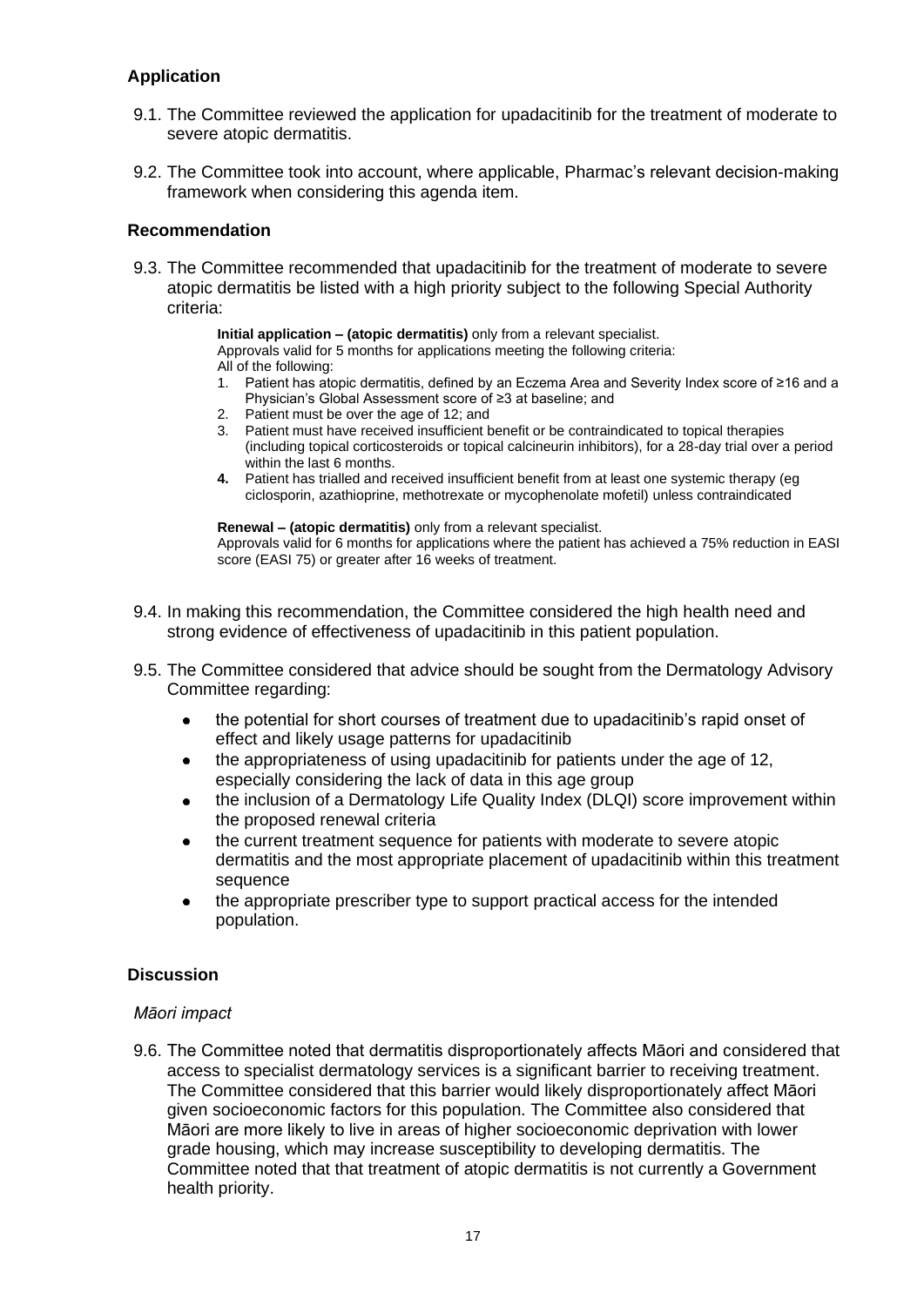### Application

9.1. The Committee reviewed the application for upadacitinib for the treatment of moderate to severe atopic dermatitis.

9.2. The Committee took into account, where applicable, Pharmac's relevant decision-making framework when considering this agenda item.

### Recommendation

9.3. The Committee recommended that upadacitinib for the treatment of moderate to severe atopic dermatitis be listed with a high priority subject to the following Special Authority criteria:

> **Initial application – (atopic dermatitis)** only from a relevant specialist.
> Approvals valid for 5 months for applications meeting the following criteria:
> All of the following:
> 1. Patient has atopic dermatitis, defined by an Eczema Area and Severity Index score of ≥16 and a Physician's Global Assessment score of ≥3 at baseline; and
> 2. Patient must be over the age of 12; and
> 3. Patient must have received insufficient benefit or be contraindicated to topical therapies (including topical corticosteroids or topical calcineurin inhibitors), for a 28-day trial over a period within the last 6 months.
> 4. Patient has trialled and received insufficient benefit from at least one systemic therapy (eg ciclosporin, azathioprine, methotrexate or mycophenolate mofetil) unless contraindicated
>
> **Renewal – (atopic dermatitis)** only from a relevant specialist.
> Approvals valid for 6 months for applications where the patient has achieved a 75% reduction in EASI score (EASI 75) or greater after 16 weeks of treatment.

9.4. In making this recommendation, the Committee considered the high health need and strong evidence of effectiveness of upadacitinib in this patient population.

9.5. The Committee considered that advice should be sought from the Dermatology Advisory Committee regarding:

- the potential for short courses of treatment due to upadacitinib's rapid onset of effect and likely usage patterns for upadacitinib
- the appropriateness of using upadacitinib for patients under the age of 12, especially considering the lack of data in this age group
- the inclusion of a Dermatology Life Quality Index (DLQI) score improvement within the proposed renewal criteria
- the current treatment sequence for patients with moderate to severe atopic dermatitis and the most appropriate placement of upadacitinib within this treatment sequence
- the appropriate prescriber type to support practical access for the intended population.

### Discussion

*Māori impact*

9.6. The Committee noted that dermatitis disproportionately affects Māori and considered that access to specialist dermatology services is a significant barrier to receiving treatment. The Committee considered that this barrier would likely disproportionately affect Māori given socioeconomic factors for this population. The Committee also considered that Māori are more likely to live in areas of higher socioeconomic deprivation with lower grade housing, which may increase susceptibility to developing dermatitis. The Committee noted that that treatment of atopic dermatitis is not currently a Government health priority.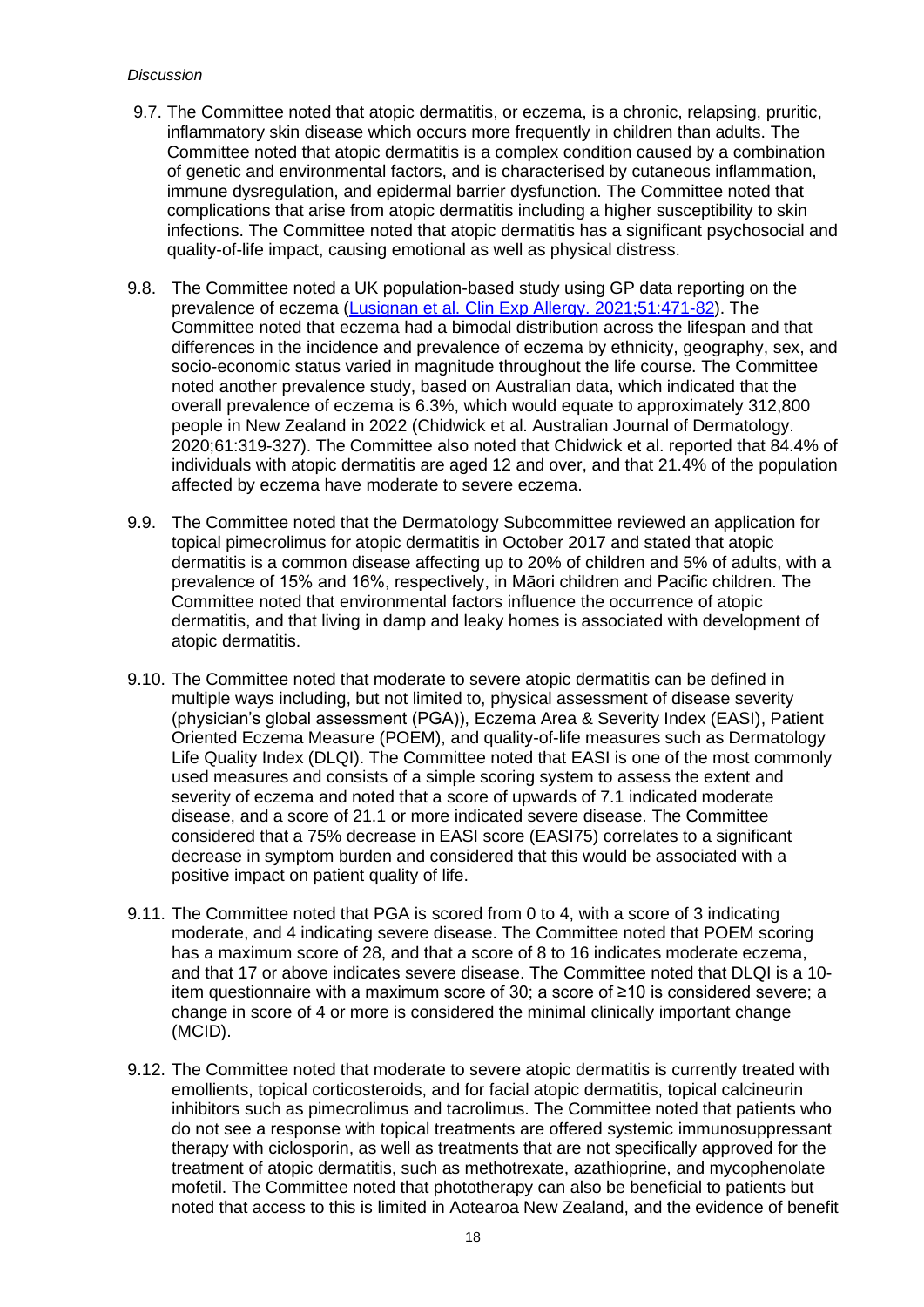*Discussion*

9.7. The Committee noted that atopic dermatitis, or eczema, is a chronic, relapsing, pruritic, inflammatory skin disease which occurs more frequently in children than adults. The Committee noted that atopic dermatitis is a complex condition caused by a combination of genetic and environmental factors, and is characterised by cutaneous inflammation, immune dysregulation, and epidermal barrier dysfunction. The Committee noted that complications that arise from atopic dermatitis including a higher susceptibility to skin infections. The Committee noted that atopic dermatitis has a significant psychosocial and quality-of-life impact, causing emotional as well as physical distress.

9.8. The Committee noted a UK population-based study using GP data reporting on the prevalence of eczema ([Lusignan et al. Clin Exp Allergy. 2021;51:471-82](#)). The Committee noted that eczema had a bimodal distribution across the lifespan and that differences in the incidence and prevalence of eczema by ethnicity, geography, sex, and socio-economic status varied in magnitude throughout the life course. The Committee noted another prevalence study, based on Australian data, which indicated that the overall prevalence of eczema is 6.3%, which would equate to approximately 312,800 people in New Zealand in 2022 (Chidwick et al. Australian Journal of Dermatology. 2020;61:319-327). The Committee also noted that Chidwick et al. reported that 84.4% of individuals with atopic dermatitis are aged 12 and over, and that 21.4% of the population affected by eczema have moderate to severe eczema.

9.9. The Committee noted that the Dermatology Subcommittee reviewed an application for topical pimecrolimus for atopic dermatitis in October 2017 and stated that atopic dermatitis is a common disease affecting up to 20% of children and 5% of adults, with a prevalence of 15% and 16%, respectively, in Māori children and Pacific children. The Committee noted that environmental factors influence the occurrence of atopic dermatitis, and that living in damp and leaky homes is associated with development of atopic dermatitis.

9.10. The Committee noted that moderate to severe atopic dermatitis can be defined in multiple ways including, but not limited to, physical assessment of disease severity (physician's global assessment (PGA)), Eczema Area & Severity Index (EASI), Patient Oriented Eczema Measure (POEM), and quality-of-life measures such as Dermatology Life Quality Index (DLQI). The Committee noted that EASI is one of the most commonly used measures and consists of a simple scoring system to assess the extent and severity of eczema and noted that a score of upwards of 7.1 indicated moderate disease, and a score of 21.1 or more indicated severe disease. The Committee considered that a 75% decrease in EASI score (EASI75) correlates to a significant decrease in symptom burden and considered that this would be associated with a positive impact on patient quality of life.

9.11. The Committee noted that PGA is scored from 0 to 4, with a score of 3 indicating moderate, and 4 indicating severe disease. The Committee noted that POEM scoring has a maximum score of 28, and that a score of 8 to 16 indicates moderate eczema, and that 17 or above indicates severe disease. The Committee noted that DLQI is a 10-item questionnaire with a maximum score of 30; a score of ≥10 is considered severe; a change in score of 4 or more is considered the minimal clinically important change (MCID).

9.12. The Committee noted that moderate to severe atopic dermatitis is currently treated with emollients, topical corticosteroids, and for facial atopic dermatitis, topical calcineurin inhibitors such as pimecrolimus and tacrolimus. The Committee noted that patients who do not see a response with topical treatments are offered systemic immunosuppressant therapy with ciclosporin, as well as treatments that are not specifically approved for the treatment of atopic dermatitis, such as methotrexate, azathioprine, and mycophenolate mofetil. The Committee noted that phototherapy can also be beneficial to patients but noted that access to this is limited in Aotearoa New Zealand, and the evidence of benefit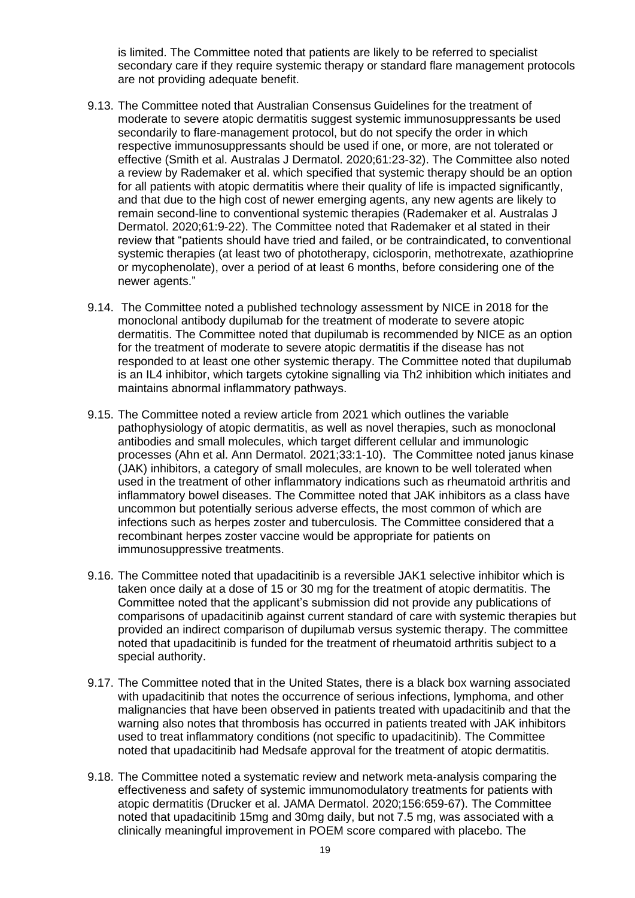is limited. The Committee noted that patients are likely to be referred to specialist secondary care if they require systemic therapy or standard flare management protocols are not providing adequate benefit.

9.13. The Committee noted that Australian Consensus Guidelines for the treatment of moderate to severe atopic dermatitis suggest systemic immunosuppressants be used secondarily to flare-management protocol, but do not specify the order in which respective immunosuppressants should be used if one, or more, are not tolerated or effective (Smith et al. Australas J Dermatol. 2020;61:23-32). The Committee also noted a review by Rademaker et al. which specified that systemic therapy should be an option for all patients with atopic dermatitis where their quality of life is impacted significantly, and that due to the high cost of newer emerging agents, any new agents are likely to remain second-line to conventional systemic therapies (Rademaker et al. Australas J Dermatol. 2020;61:9-22). The Committee noted that Rademaker et al stated in their review that "patients should have tried and failed, or be contraindicated, to conventional systemic therapies (at least two of phototherapy, ciclosporin, methotrexate, azathioprine or mycophenolate), over a period of at least 6 months, before considering one of the newer agents."

9.14. The Committee noted a published technology assessment by NICE in 2018 for the monoclonal antibody dupilumab for the treatment of moderate to severe atopic dermatitis. The Committee noted that dupilumab is recommended by NICE as an option for the treatment of moderate to severe atopic dermatitis if the disease has not responded to at least one other systemic therapy. The Committee noted that dupilumab is an IL4 inhibitor, which targets cytokine signalling via Th2 inhibition which initiates and maintains abnormal inflammatory pathways.

9.15. The Committee noted a review article from 2021 which outlines the variable pathophysiology of atopic dermatitis, as well as novel therapies, such as monoclonal antibodies and small molecules, which target different cellular and immunologic processes (Ahn et al. Ann Dermatol. 2021;33:1-10). The Committee noted janus kinase (JAK) inhibitors, a category of small molecules, are known to be well tolerated when used in the treatment of other inflammatory indications such as rheumatoid arthritis and inflammatory bowel diseases. The Committee noted that JAK inhibitors as a class have uncommon but potentially serious adverse effects, the most common of which are infections such as herpes zoster and tuberculosis. The Committee considered that a recombinant herpes zoster vaccine would be appropriate for patients on immunosuppressive treatments.

9.16. The Committee noted that upadacitinib is a reversible JAK1 selective inhibitor which is taken once daily at a dose of 15 or 30 mg for the treatment of atopic dermatitis. The Committee noted that the applicant's submission did not provide any publications of comparisons of upadacitinib against current standard of care with systemic therapies but provided an indirect comparison of dupilumab versus systemic therapy. The committee noted that upadacitinib is funded for the treatment of rheumatoid arthritis subject to a special authority.

9.17. The Committee noted that in the United States, there is a black box warning associated with upadacitinib that notes the occurrence of serious infections, lymphoma, and other malignancies that have been observed in patients treated with upadacitinib and that the warning also notes that thrombosis has occurred in patients treated with JAK inhibitors used to treat inflammatory conditions (not specific to upadacitinib). The Committee noted that upadacitinib had Medsafe approval for the treatment of atopic dermatitis.

9.18. The Committee noted a systematic review and network meta-analysis comparing the effectiveness and safety of systemic immunomodulatory treatments for patients with atopic dermatitis (Drucker et al. JAMA Dermatol. 2020;156:659-67). The Committee noted that upadacitinib 15mg and 30mg daily, but not 7.5 mg, was associated with a clinically meaningful improvement in POEM score compared with placebo. The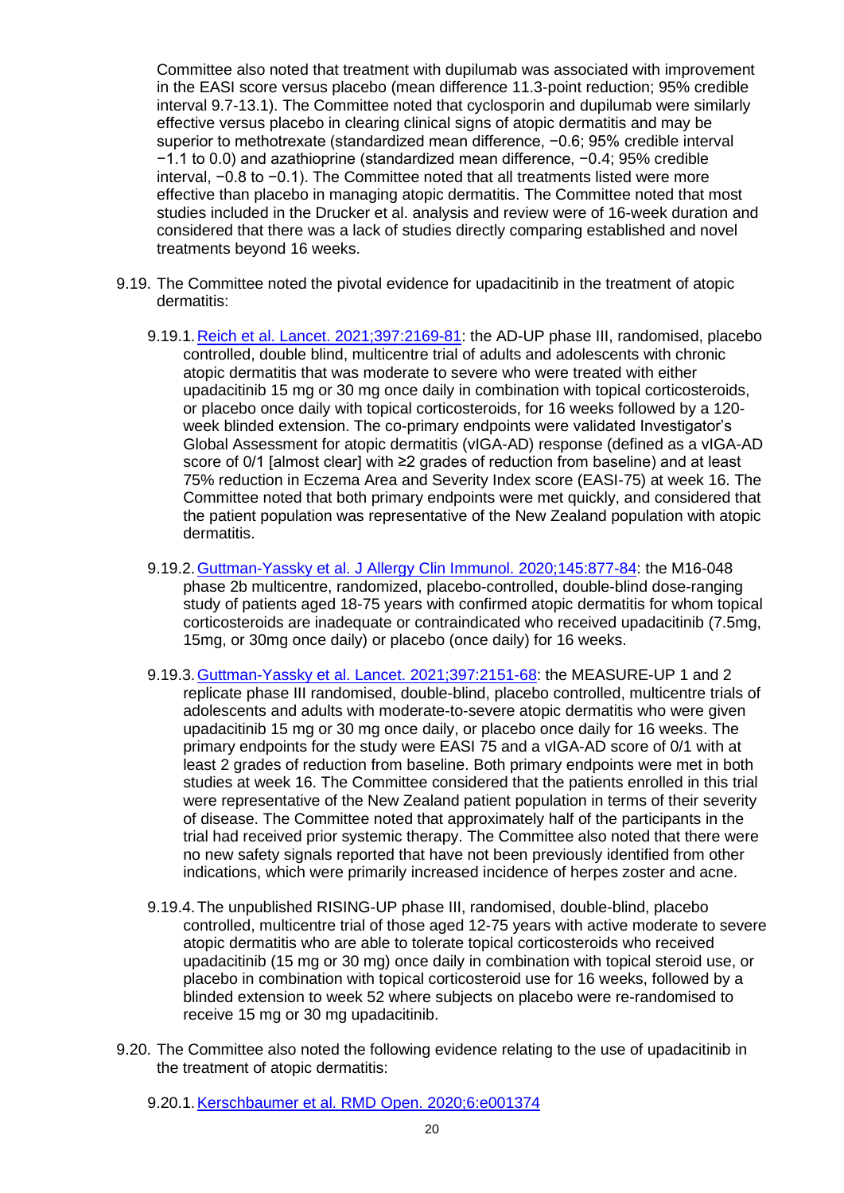Committee also noted that treatment with dupilumab was associated with improvement in the EASI score versus placebo (mean difference 11.3-point reduction; 95% credible interval 9.7-13.1). The Committee noted that cyclosporin and dupilumab were similarly effective versus placebo in clearing clinical signs of atopic dermatitis and may be superior to methotrexate (standardized mean difference, −0.6; 95% credible interval −1.1 to 0.0) and azathioprine (standardized mean difference, −0.4; 95% credible interval, −0.8 to −0.1). The Committee noted that all treatments listed were more effective than placebo in managing atopic dermatitis. The Committee noted that most studies included in the Drucker et al. analysis and review were of 16-week duration and considered that there was a lack of studies directly comparing established and novel treatments beyond 16 weeks.

9.19. The Committee noted the pivotal evidence for upadacitinib in the treatment of atopic dermatitis:

9.19.1. [Reich et al. Lancet. 2021;397:2169-81](): the AD-UP phase III, randomised, placebo controlled, double blind, multicentre trial of adults and adolescents with chronic atopic dermatitis that was moderate to severe who were treated with either upadacitinib 15 mg or 30 mg once daily in combination with topical corticosteroids, or placebo once daily with topical corticosteroids, for 16 weeks followed by a 120-week blinded extension. The co-primary endpoints were validated Investigator's Global Assessment for atopic dermatitis (vIGA-AD) response (defined as a vIGA-AD score of 0/1 [almost clear] with ≥2 grades of reduction from baseline) and at least 75% reduction in Eczema Area and Severity Index score (EASI-75) at week 16. The Committee noted that both primary endpoints were met quickly, and considered that the patient population was representative of the New Zealand population with atopic dermatitis.

9.19.2. [Guttman-Yassky et al. J Allergy Clin Immunol. 2020;145:877-84](): the M16-048 phase 2b multicentre, randomized, placebo-controlled, double-blind dose-ranging study of patients aged 18-75 years with confirmed atopic dermatitis for whom topical corticosteroids are inadequate or contraindicated who received upadacitinib (7.5mg, 15mg, or 30mg once daily) or placebo (once daily) for 16 weeks.

9.19.3. [Guttman-Yassky et al. Lancet. 2021;397:2151-68](): the MEASURE-UP 1 and 2 replicate phase III randomised, double-blind, placebo controlled, multicentre trials of adolescents and adults with moderate-to-severe atopic dermatitis who were given upadacitinib 15 mg or 30 mg once daily, or placebo once daily for 16 weeks. The primary endpoints for the study were EASI 75 and a vIGA-AD score of 0/1 with at least 2 grades of reduction from baseline. Both primary endpoints were met in both studies at week 16. The Committee considered that the patients enrolled in this trial were representative of the New Zealand patient population in terms of their severity of disease. The Committee noted that approximately half of the participants in the trial had received prior systemic therapy. The Committee also noted that there were no new safety signals reported that have not been previously identified from other indications, which were primarily increased incidence of herpes zoster and acne.

9.19.4. The unpublished RISING-UP phase III, randomised, double-blind, placebo controlled, multicentre trial of those aged 12-75 years with active moderate to severe atopic dermatitis who are able to tolerate topical corticosteroids who received upadacitinib (15 mg or 30 mg) once daily in combination with topical steroid use, or placebo in combination with topical corticosteroid use for 16 weeks, followed by a blinded extension to week 52 where subjects on placebo were re-randomised to receive 15 mg or 30 mg upadacitinib.

9.20. The Committee also noted the following evidence relating to the use of upadacitinib in the treatment of atopic dermatitis:

9.20.1. [Kerschbaumer et al. RMD Open. 2020;6:e001374]()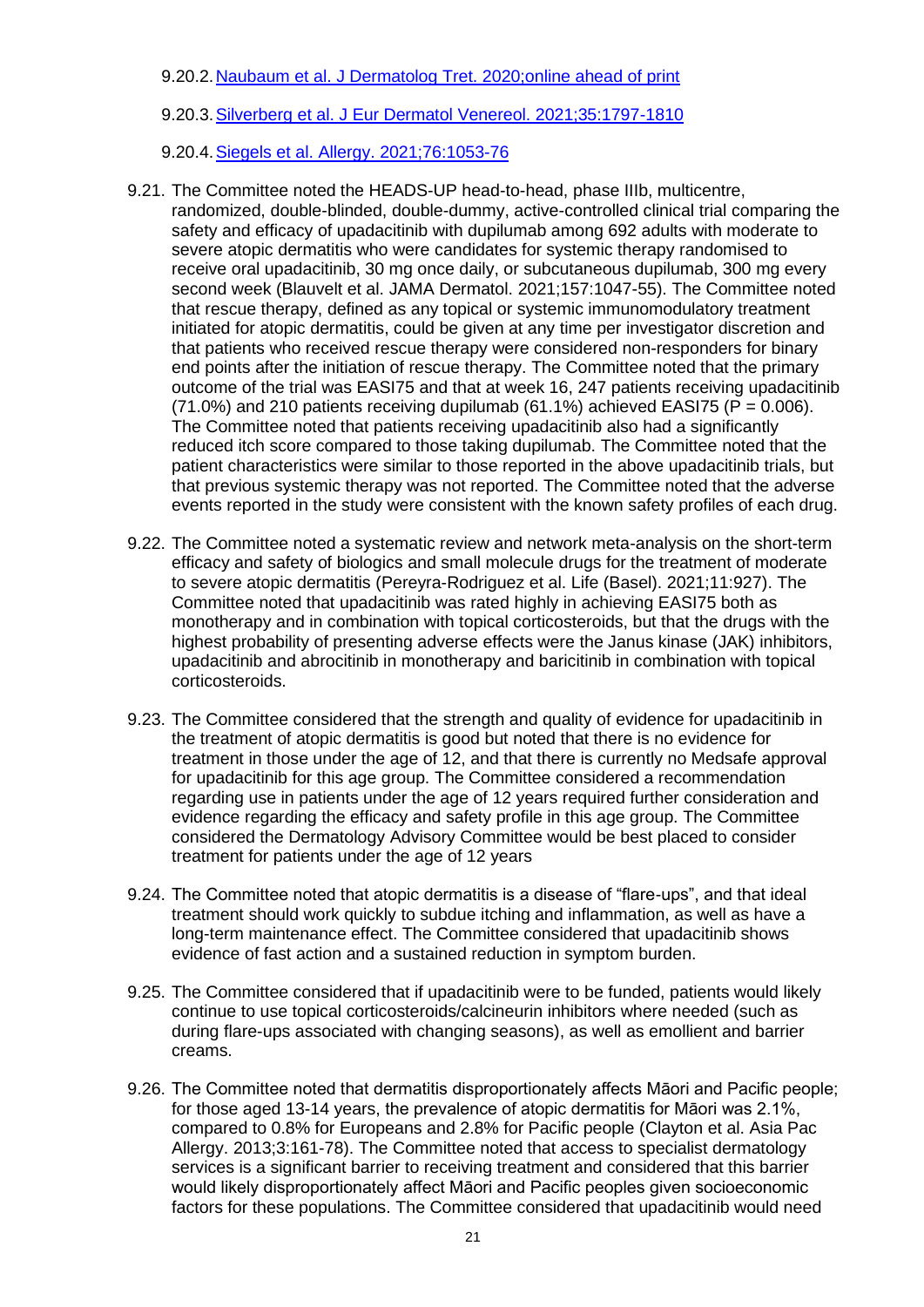9.20.2. [Naubaum et al. J Dermatolog Tret. 2020;online ahead of print]

9.20.3. [Silverberg et al. J Eur Dermatol Venereol. 2021;35:1797-1810]

9.20.4. [Siegels et al. Allergy. 2021;76:1053-76]

9.21. The Committee noted the HEADS-UP head-to-head, phase IIIb, multicentre, randomized, double-blinded, double-dummy, active-controlled clinical trial comparing the safety and efficacy of upadacitinib with dupilumab among 692 adults with moderate to severe atopic dermatitis who were candidates for systemic therapy randomised to receive oral upadacitinib, 30 mg once daily, or subcutaneous dupilumab, 300 mg every second week (Blauvelt et al. JAMA Dermatol. 2021;157:1047-55). The Committee noted that rescue therapy, defined as any topical or systemic immunomodulatory treatment initiated for atopic dermatitis, could be given at any time per investigator discretion and that patients who received rescue therapy were considered non-responders for binary end points after the initiation of rescue therapy. The Committee noted that the primary outcome of the trial was EASI75 and that at week 16, 247 patients receiving upadacitinib (71.0%) and 210 patients receiving dupilumab (61.1%) achieved EASI75 ($P = 0.006$). The Committee noted that patients receiving upadacitinib also had a significantly reduced itch score compared to those taking dupilumab. The Committee noted that the patient characteristics were similar to those reported in the above upadacitinib trials, but that previous systemic therapy was not reported. The Committee noted that the adverse events reported in the study were consistent with the known safety profiles of each drug.

9.22. The Committee noted a systematic review and network meta-analysis on the short-term efficacy and safety of biologics and small molecule drugs for the treatment of moderate to severe atopic dermatitis (Pereyra-Rodriguez et al. Life (Basel). 2021;11:927). The Committee noted that upadacitinib was rated highly in achieving EASI75 both as monotherapy and in combination with topical corticosteroids, but that the drugs with the highest probability of presenting adverse effects were the Janus kinase (JAK) inhibitors, upadacitinib and abrocitinib in monotherapy and baricitinib in combination with topical corticosteroids.

9.23. The Committee considered that the strength and quality of evidence for upadacitinib in the treatment of atopic dermatitis is good but noted that there is no evidence for treatment in those under the age of 12, and that there is currently no Medsafe approval for upadacitinib for this age group. The Committee considered a recommendation regarding use in patients under the age of 12 years required further consideration and evidence regarding the efficacy and safety profile in this age group. The Committee considered the Dermatology Advisory Committee would be best placed to consider treatment for patients under the age of 12 years

9.24. The Committee noted that atopic dermatitis is a disease of "flare-ups", and that ideal treatment should work quickly to subdue itching and inflammation, as well as have a long-term maintenance effect. The Committee considered that upadacitinib shows evidence of fast action and a sustained reduction in symptom burden.

9.25. The Committee considered that if upadacitinib were to be funded, patients would likely continue to use topical corticosteroids/calcineurin inhibitors where needed (such as during flare-ups associated with changing seasons), as well as emollient and barrier creams.

9.26. The Committee noted that dermatitis disproportionately affects Māori and Pacific people; for those aged 13-14 years, the prevalence of atopic dermatitis for Māori was 2.1%, compared to 0.8% for Europeans and 2.8% for Pacific people (Clayton et al. Asia Pac Allergy. 2013;3:161-78). The Committee noted that access to specialist dermatology services is a significant barrier to receiving treatment and considered that this barrier would likely disproportionately affect Māori and Pacific peoples given socioeconomic factors for these populations. The Committee considered that upadacitinib would need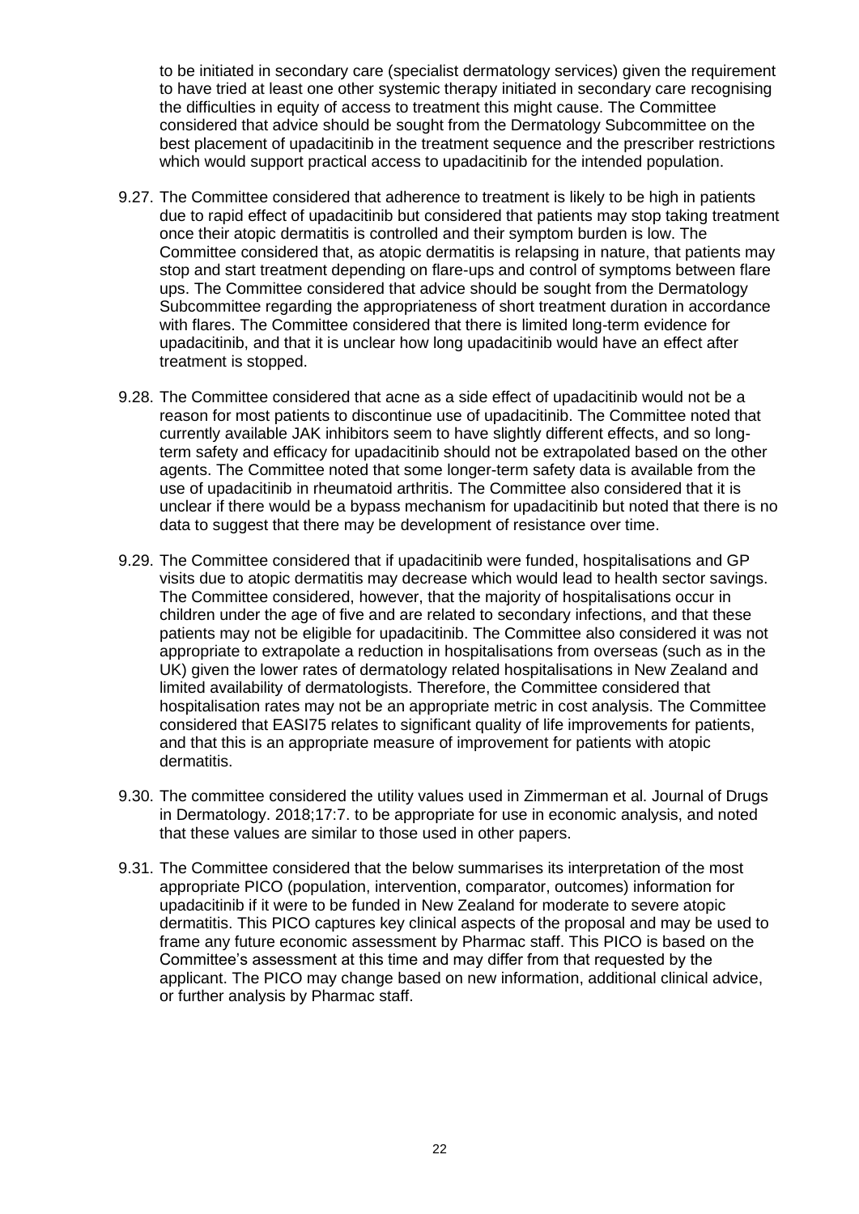to be initiated in secondary care (specialist dermatology services) given the requirement to have tried at least one other systemic therapy initiated in secondary care recognising the difficulties in equity of access to treatment this might cause. The Committee considered that advice should be sought from the Dermatology Subcommittee on the best placement of upadacitinib in the treatment sequence and the prescriber restrictions which would support practical access to upadacitinib for the intended population.

9.27. The Committee considered that adherence to treatment is likely to be high in patients due to rapid effect of upadacitinib but considered that patients may stop taking treatment once their atopic dermatitis is controlled and their symptom burden is low. The Committee considered that, as atopic dermatitis is relapsing in nature, that patients may stop and start treatment depending on flare-ups and control of symptoms between flare ups. The Committee considered that advice should be sought from the Dermatology Subcommittee regarding the appropriateness of short treatment duration in accordance with flares. The Committee considered that there is limited long-term evidence for upadacitinib, and that it is unclear how long upadacitinib would have an effect after treatment is stopped.

9.28. The Committee considered that acne as a side effect of upadacitinib would not be a reason for most patients to discontinue use of upadacitinib. The Committee noted that currently available JAK inhibitors seem to have slightly different effects, and so long-term safety and efficacy for upadacitinib should not be extrapolated based on the other agents. The Committee noted that some longer-term safety data is available from the use of upadacitinib in rheumatoid arthritis. The Committee also considered that it is unclear if there would be a bypass mechanism for upadacitinib but noted that there is no data to suggest that there may be development of resistance over time.

9.29. The Committee considered that if upadacitinib were funded, hospitalisations and GP visits due to atopic dermatitis may decrease which would lead to health sector savings. The Committee considered, however, that the majority of hospitalisations occur in children under the age of five and are related to secondary infections, and that these patients may not be eligible for upadacitinib. The Committee also considered it was not appropriate to extrapolate a reduction in hospitalisations from overseas (such as in the UK) given the lower rates of dermatology related hospitalisations in New Zealand and limited availability of dermatologists. Therefore, the Committee considered that hospitalisation rates may not be an appropriate metric in cost analysis. The Committee considered that EASI75 relates to significant quality of life improvements for patients, and that this is an appropriate measure of improvement for patients with atopic dermatitis.

9.30. The committee considered the utility values used in Zimmerman et al. Journal of Drugs in Dermatology. 2018;17:7. to be appropriate for use in economic analysis, and noted that these values are similar to those used in other papers.

9.31. The Committee considered that the below summarises its interpretation of the most appropriate PICO (population, intervention, comparator, outcomes) information for upadacitinib if it were to be funded in New Zealand for moderate to severe atopic dermatitis. This PICO captures key clinical aspects of the proposal and may be used to frame any future economic assessment by Pharmac staff. This PICO is based on the Committee's assessment at this time and may differ from that requested by the applicant. The PICO may change based on new information, additional clinical advice, or further analysis by Pharmac staff.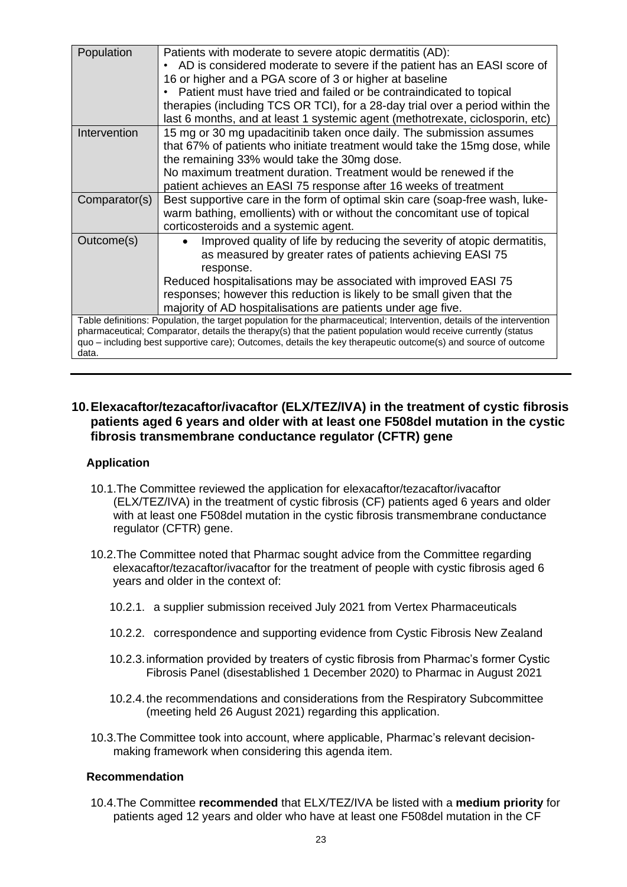| Population | Patients with moderate to severe atopic dermatitis (AD):<br>• AD is considered moderate to severe if the patient has an EASI score of 16 or higher and a PGA score of 3 or higher at baseline<br>• Patient must have tried and failed or be contraindicated to topical therapies (including TCS OR TCI), for a 28-day trial over a period within the last 6 months, and at least 1 systemic agent (methotrexate, ciclosporin, etc) |
|---|---|
| Intervention | 15 mg or 30 mg upadacitinib taken once daily. The submission assumes that 67% of patients who initiate treatment would take the 15mg dose, while the remaining 33% would take the 30mg dose.<br>No maximum treatment duration. Treatment would be renewed if the patient achieves an EASI 75 response after 16 weeks of treatment |
| Comparator(s) | Best supportive care in the form of optimal skin care (soap-free wash, luke-warm bathing, emollients) with or without the concomitant use of topical corticosteroids and a systemic agent. |
| Outcome(s) | • Improved quality of life by reducing the severity of atopic dermatitis, as measured by greater rates of patients achieving EASI 75 response.<br>Reduced hospitalisations may be associated with improved EASI 75 responses; however this reduction is likely to be small given that the majority of AD hospitalisations are patients under age five. |
| Table definitions: Population, the target population for the pharmaceutical; Intervention, details of the intervention pharmaceutical; Comparator, details the therapy(s) that the patient population would receive currently (status quo – including best supportive care); Outcomes, details the key therapeutic outcome(s) and source of outcome data. | |

## 10. Elexacaftor/tezacaftor/ivacaftor (ELX/TEZ/IVA) in the treatment of cystic fibrosis patients aged 6 years and older with at least one F508del mutation in the cystic fibrosis transmembrane conductance regulator (CFTR) gene

### Application

10.1. The Committee reviewed the application for elexacaftor/tezacaftor/ivacaftor (ELX/TEZ/IVA) in the treatment of cystic fibrosis (CF) patients aged 6 years and older with at least one F508del mutation in the cystic fibrosis transmembrane conductance regulator (CFTR) gene.

10.2. The Committee noted that Pharmac sought advice from the Committee regarding elexacaftor/tezacaftor/ivacaftor for the treatment of people with cystic fibrosis aged 6 years and older in the context of:

10.2.1. a supplier submission received July 2021 from Vertex Pharmaceuticals

10.2.2. correspondence and supporting evidence from Cystic Fibrosis New Zealand

10.2.3. information provided by treaters of cystic fibrosis from Pharmac's former Cystic Fibrosis Panel (disestablished 1 December 2020) to Pharmac in August 2021

10.2.4. the recommendations and considerations from the Respiratory Subcommittee (meeting held 26 August 2021) regarding this application.

10.3. The Committee took into account, where applicable, Pharmac's relevant decision-making framework when considering this agenda item.

### Recommendation

10.4. The Committee **recommended** that ELX/TEZ/IVA be listed with a **medium priority** for patients aged 12 years and older who have at least one F508del mutation in the CF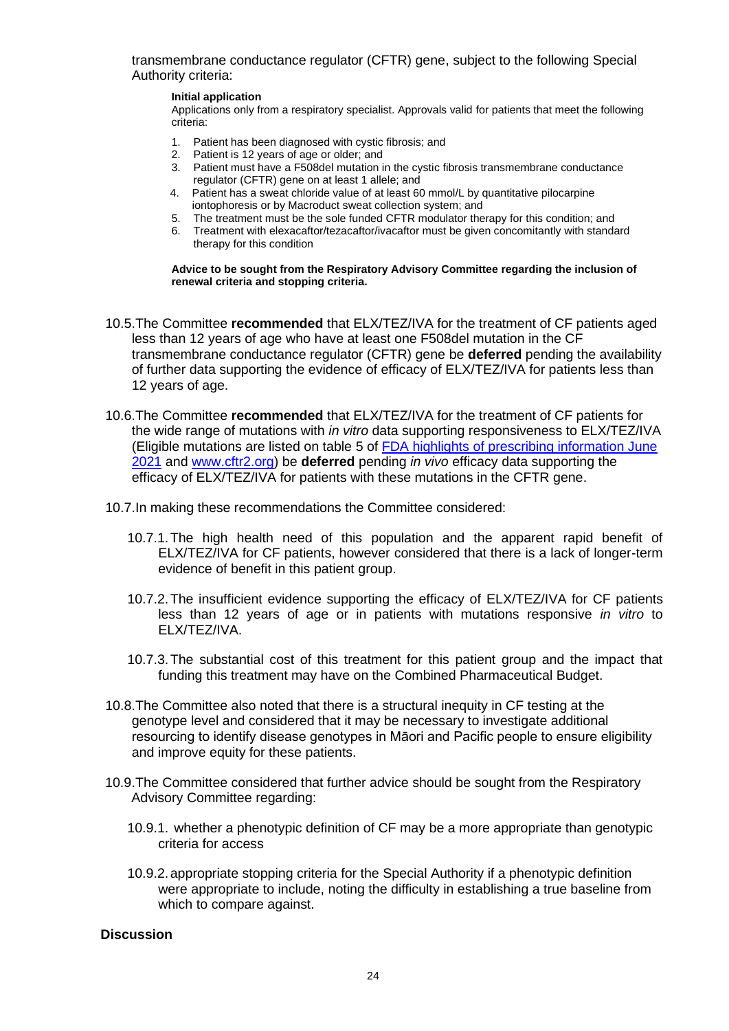transmembrane conductance regulator (CFTR) gene, subject to the following Special Authority criteria:

**Initial application**

Applications only from a respiratory specialist. Approvals valid for patients that meet the following criteria:

1. Patient has been diagnosed with cystic fibrosis; and
2. Patient is 12 years of age or older; and
3. Patient must have a F508del mutation in the cystic fibrosis transmembrane conductance regulator (CFTR) gene on at least 1 allele; and
4. Patient has a sweat chloride value of at least 60 mmol/L by quantitative pilocarpine iontophoresis or by Macroduct sweat collection system; and
5. The treatment must be the sole funded CFTR modulator therapy for this condition; and
6. Treatment with elexacaftor/tezacaftor/ivacaftor must be given concomitantly with standard therapy for this condition

**Advice to be sought from the Respiratory Advisory Committee regarding the inclusion of renewal criteria and stopping criteria.**

10.5. The Committee **recommended** that ELX/TEZ/IVA for the treatment of CF patients aged less than 12 years of age who have at least one F508del mutation in the CF transmembrane conductance regulator (CFTR) gene be **deferred** pending the availability of further data supporting the evidence of efficacy of ELX/TEZ/IVA for patients less than 12 years of age.

10.6. The Committee **recommended** that ELX/TEZ/IVA for the treatment of CF patients for the wide range of mutations with *in vitro* data supporting responsiveness to ELX/TEZ/IVA (Eligible mutations are listed on table 5 of FDA highlights of prescribing information June 2021 and www.cftr2.org) be **deferred** pending *in vivo* efficacy data supporting the efficacy of ELX/TEZ/IVA for patients with these mutations in the CFTR gene.

10.7. In making these recommendations the Committee considered:

10.7.1. The high health need of this population and the apparent rapid benefit of ELX/TEZ/IVA for CF patients, however considered that there is a lack of longer-term evidence of benefit in this patient group.

10.7.2. The insufficient evidence supporting the efficacy of ELX/TEZ/IVA for CF patients less than 12 years of age or in patients with mutations responsive *in vitro* to ELX/TEZ/IVA.

10.7.3. The substantial cost of this treatment for this patient group and the impact that funding this treatment may have on the Combined Pharmaceutical Budget.

10.8. The Committee also noted that there is a structural inequity in CF testing at the genotype level and considered that it may be necessary to investigate additional resourcing to identify disease genotypes in Māori and Pacific people to ensure eligibility and improve equity for these patients.

10.9. The Committee considered that further advice should be sought from the Respiratory Advisory Committee regarding:

10.9.1. whether a phenotypic definition of CF may be a more appropriate than genotypic criteria for access

10.9.2. appropriate stopping criteria for the Special Authority if a phenotypic definition were appropriate to include, noting the difficulty in establishing a true baseline from which to compare against.

**Discussion**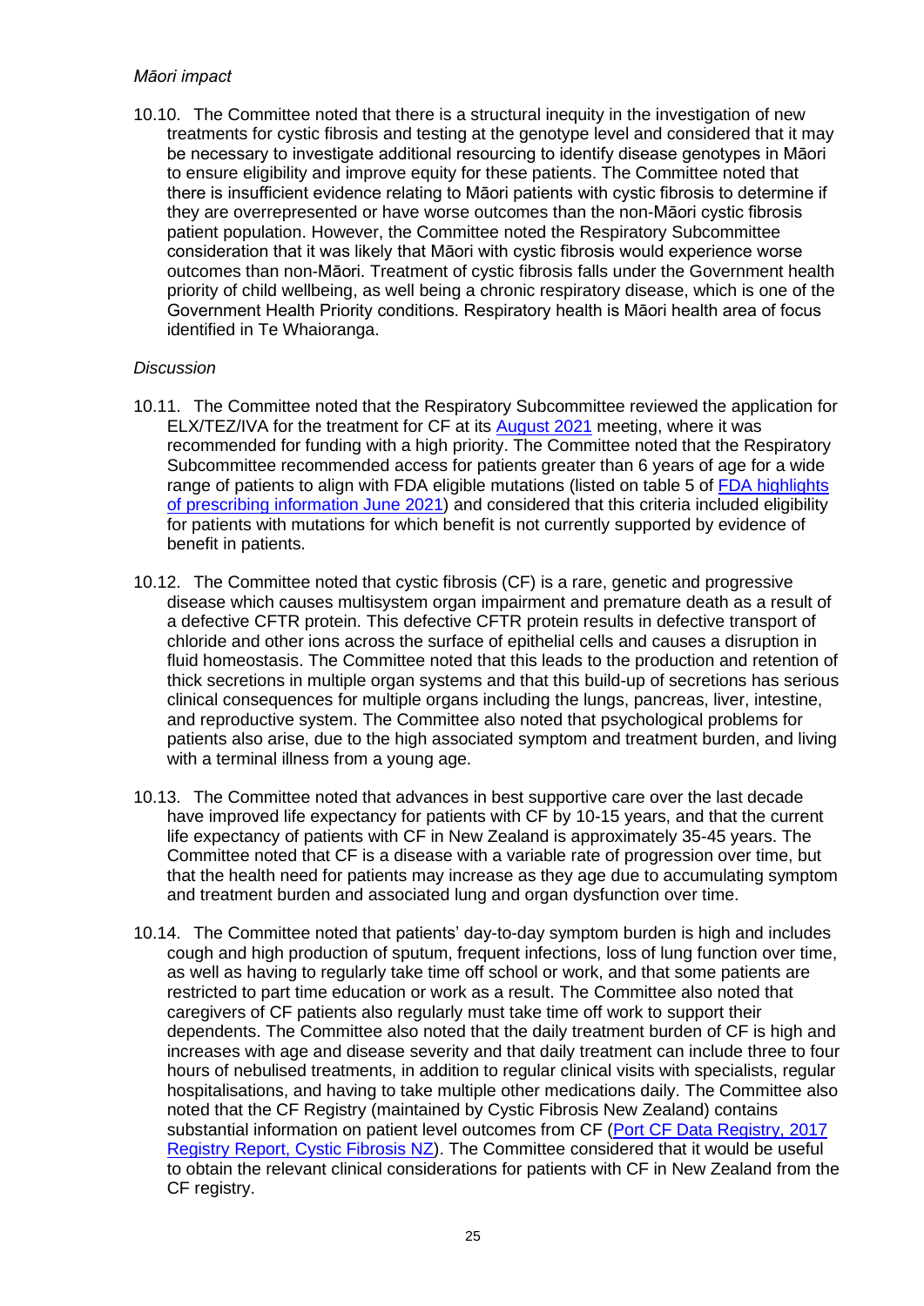*Māori impact*

10.10. The Committee noted that there is a structural inequity in the investigation of new treatments for cystic fibrosis and testing at the genotype level and considered that it may be necessary to investigate additional resourcing to identify disease genotypes in Māori to ensure eligibility and improve equity for these patients. The Committee noted that there is insufficient evidence relating to Māori patients with cystic fibrosis to determine if they are overrepresented or have worse outcomes than the non-Māori cystic fibrosis patient population. However, the Committee noted the Respiratory Subcommittee consideration that it was likely that Māori with cystic fibrosis would experience worse outcomes than non-Māori. Treatment of cystic fibrosis falls under the Government health priority of child wellbeing, as well being a chronic respiratory disease, which is one of the Government Health Priority conditions. Respiratory health is Māori health area of focus identified in Te Whaioranga.

*Discussion*

10.11. The Committee noted that the Respiratory Subcommittee reviewed the application for ELX/TEZ/IVA for the treatment for CF at its [August 2021](#) meeting, where it was recommended for funding with a high priority. The Committee noted that the Respiratory Subcommittee recommended access for patients greater than 6 years of age for a wide range of patients to align with FDA eligible mutations (listed on table 5 of [FDA highlights of prescribing information June 2021](#)) and considered that this criteria included eligibility for patients with mutations for which benefit is not currently supported by evidence of benefit in patients.

10.12. The Committee noted that cystic fibrosis (CF) is a rare, genetic and progressive disease which causes multisystem organ impairment and premature death as a result of a defective CFTR protein. This defective CFTR protein results in defective transport of chloride and other ions across the surface of epithelial cells and causes a disruption in fluid homeostasis. The Committee noted that this leads to the production and retention of thick secretions in multiple organ systems and that this build-up of secretions has serious clinical consequences for multiple organs including the lungs, pancreas, liver, intestine, and reproductive system. The Committee also noted that psychological problems for patients also arise, due to the high associated symptom and treatment burden, and living with a terminal illness from a young age.

10.13. The Committee noted that advances in best supportive care over the last decade have improved life expectancy for patients with CF by 10-15 years, and that the current life expectancy of patients with CF in New Zealand is approximately 35-45 years. The Committee noted that CF is a disease with a variable rate of progression over time, but that the health need for patients may increase as they age due to accumulating symptom and treatment burden and associated lung and organ dysfunction over time.

10.14. The Committee noted that patients' day-to-day symptom burden is high and includes cough and high production of sputum, frequent infections, loss of lung function over time, as well as having to regularly take time off school or work, and that some patients are restricted to part time education or work as a result. The Committee also noted that caregivers of CF patients also regularly must take time off work to support their dependents. The Committee also noted that the daily treatment burden of CF is high and increases with age and disease severity and that daily treatment can include three to four hours of nebulised treatments, in addition to regular clinical visits with specialists, regular hospitalisations, and having to take multiple other medications daily. The Committee also noted that the CF Registry (maintained by Cystic Fibrosis New Zealand) contains substantial information on patient level outcomes from CF ([Port CF Data Registry, 2017 Registry Report, Cystic Fibrosis NZ](#)). The Committee considered that it would be useful to obtain the relevant clinical considerations for patients with CF in New Zealand from the CF registry.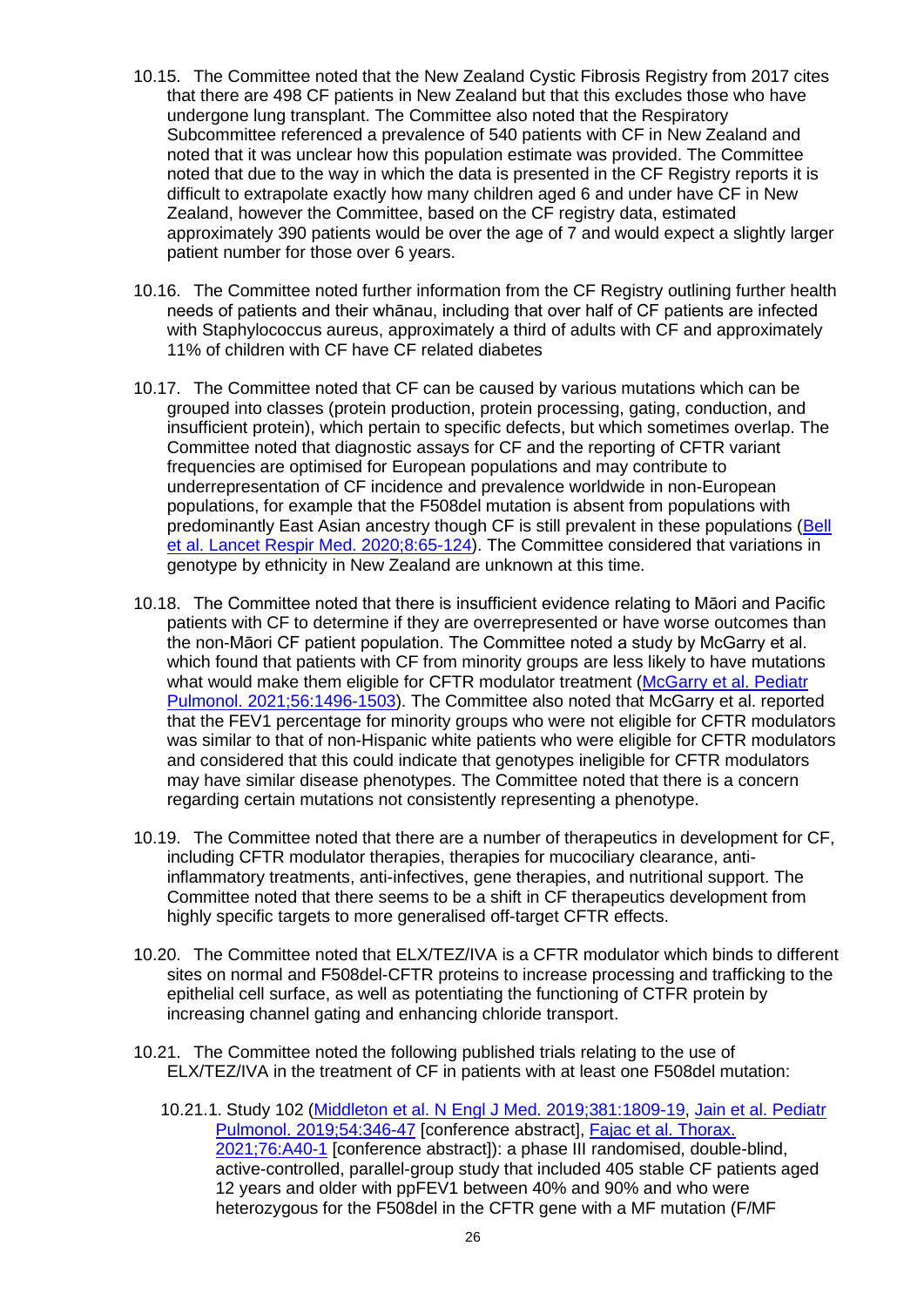10.15. The Committee noted that the New Zealand Cystic Fibrosis Registry from 2017 cites that there are 498 CF patients in New Zealand but that this excludes those who have undergone lung transplant. The Committee also noted that the Respiratory Subcommittee referenced a prevalence of 540 patients with CF in New Zealand and noted that it was unclear how this population estimate was provided. The Committee noted that due to the way in which the data is presented in the CF Registry reports it is difficult to extrapolate exactly how many children aged 6 and under have CF in New Zealand, however the Committee, based on the CF registry data, estimated approximately 390 patients would be over the age of 7 and would expect a slightly larger patient number for those over 6 years.

10.16. The Committee noted further information from the CF Registry outlining further health needs of patients and their whānau, including that over half of CF patients are infected with Staphylococcus aureus, approximately a third of adults with CF and approximately 11% of children with CF have CF related diabetes

10.17. The Committee noted that CF can be caused by various mutations which can be grouped into classes (protein production, protein processing, gating, conduction, and insufficient protein), which pertain to specific defects, but which sometimes overlap. The Committee noted that diagnostic assays for CF and the reporting of CFTR variant frequencies are optimised for European populations and may contribute to underrepresentation of CF incidence and prevalence worldwide in non-European populations, for example that the F508del mutation is absent from populations with predominantly East Asian ancestry though CF is still prevalent in these populations (Bell et al. Lancet Respir Med. 2020;8:65-124). The Committee considered that variations in genotype by ethnicity in New Zealand are unknown at this time.

10.18. The Committee noted that there is insufficient evidence relating to Māori and Pacific patients with CF to determine if they are overrepresented or have worse outcomes than the non-Māori CF patient population. The Committee noted a study by McGarry et al. which found that patients with CF from minority groups are less likely to have mutations what would make them eligible for CFTR modulator treatment (McGarry et al. Pediatr Pulmonol. 2021;56:1496-1503). The Committee also noted that McGarry et al. reported that the FEV1 percentage for minority groups who were not eligible for CFTR modulators was similar to that of non-Hispanic white patients who were eligible for CFTR modulators and considered that this could indicate that genotypes ineligible for CFTR modulators may have similar disease phenotypes. The Committee noted that there is a concern regarding certain mutations not consistently representing a phenotype.

10.19. The Committee noted that there are a number of therapeutics in development for CF, including CFTR modulator therapies, therapies for mucociliary clearance, anti-inflammatory treatments, anti-infectives, gene therapies, and nutritional support. The Committee noted that there seems to be a shift in CF therapeutics development from highly specific targets to more generalised off-target CFTR effects.

10.20. The Committee noted that ELX/TEZ/IVA is a CFTR modulator which binds to different sites on normal and F508del-CFTR proteins to increase processing and trafficking to the epithelial cell surface, as well as potentiating the functioning of CTFR protein by increasing channel gating and enhancing chloride transport.

10.21. The Committee noted the following published trials relating to the use of ELX/TEZ/IVA in the treatment of CF in patients with at least one F508del mutation:

10.21.1. Study 102 (Middleton et al. N Engl J Med. 2019;381:1809-19, Jain et al. Pediatr Pulmonol. 2019;54:346-47 [conference abstract], Fajac et al. Thorax. 2021;76:A40-1 [conference abstract]): a phase III randomised, double-blind, active-controlled, parallel-group study that included 405 stable CF patients aged 12 years and older with ppFEV1 between 40% and 90% and who were heterozygous for the F508del in the CFTR gene with a MF mutation (F/MF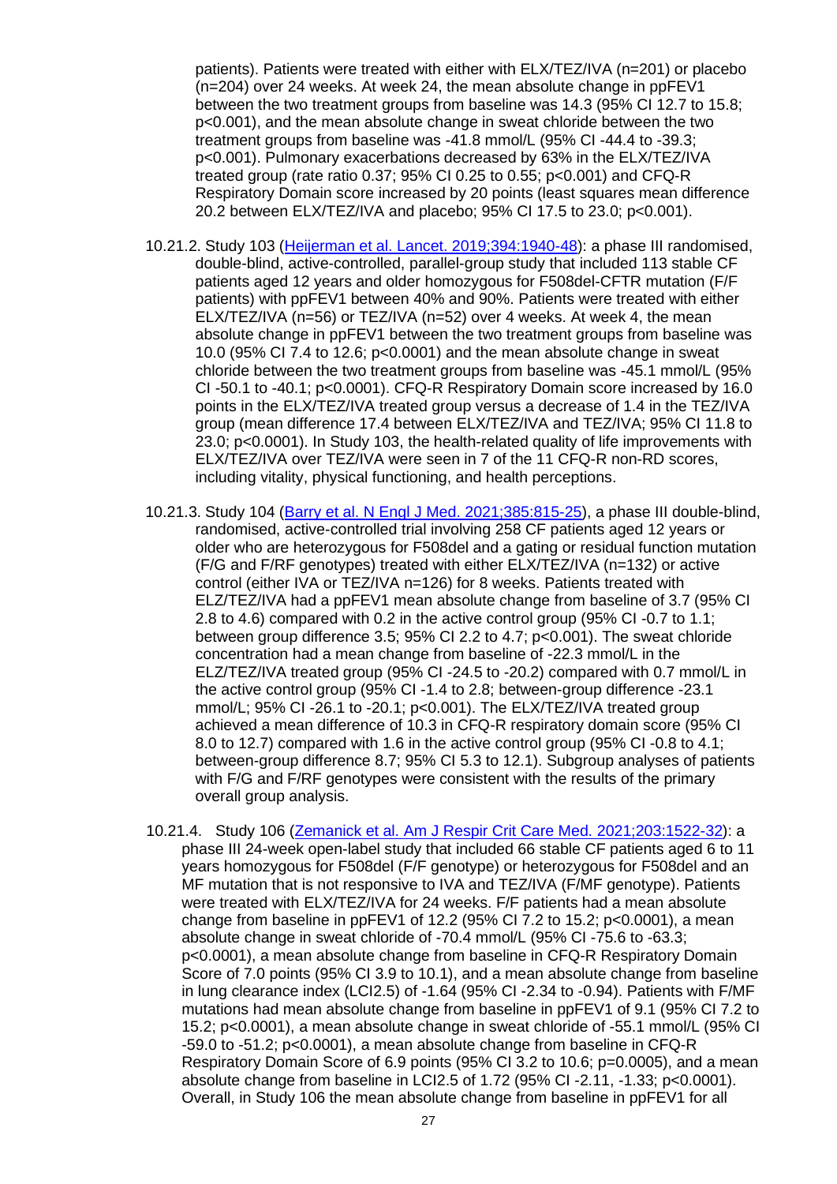patients). Patients were treated with either with ELX/TEZ/IVA (n=201) or placebo (n=204) over 24 weeks. At week 24, the mean absolute change in ppFEV1 between the two treatment groups from baseline was 14.3 (95% CI 12.7 to 15.8; $p<0.001$), and the mean absolute change in sweat chloride between the two treatment groups from baseline was -41.8 mmol/L (95% CI -44.4 to -39.3; $p<0.001$). Pulmonary exacerbations decreased by 63% in the ELX/TEZ/IVA treated group (rate ratio 0.37; 95% CI 0.25 to 0.55; $p<0.001$) and CFQ-R Respiratory Domain score increased by 20 points (least squares mean difference 20.2 between ELX/TEZ/IVA and placebo; 95% CI 17.5 to 23.0; $p<0.001$).

10.21.2. Study 103 ([Heijerman et al. Lancet. 2019;394:1940-48]()): a phase III randomised, double-blind, active-controlled, parallel-group study that included 113 stable CF patients aged 12 years and older homozygous for F508del-CFTR mutation (F/F patients) with ppFEV1 between 40% and 90%. Patients were treated with either ELX/TEZ/IVA (n=56) or TEZ/IVA (n=52) over 4 weeks. At week 4, the mean absolute change in ppFEV1 between the two treatment groups from baseline was 10.0 (95% CI 7.4 to 12.6; $p<0.0001$) and the mean absolute change in sweat chloride between the two treatment groups from baseline was -45.1 mmol/L (95% CI -50.1 to -40.1; $p<0.0001$). CFQ-R Respiratory Domain score increased by 16.0 points in the ELX/TEZ/IVA treated group versus a decrease of 1.4 in the TEZ/IVA group (mean difference 17.4 between ELX/TEZ/IVA and TEZ/IVA; 95% CI 11.8 to 23.0; $p<0.0001$). In Study 103, the health-related quality of life improvements with ELX/TEZ/IVA over TEZ/IVA were seen in 7 of the 11 CFQ-R non-RD scores, including vitality, physical functioning, and health perceptions.

10.21.3. Study 104 ([Barry et al. N Engl J Med. 2021;385:815-25]()), a phase III double-blind, randomised, active-controlled trial involving 258 CF patients aged 12 years or older who are heterozygous for F508del and a gating or residual function mutation (F/G and F/RF genotypes) treated with either ELX/TEZ/IVA (n=132) or active control (either IVA or TEZ/IVA n=126) for 8 weeks. Patients treated with ELZ/TEZ/IVA had a ppFEV1 mean absolute change from baseline of 3.7 (95% CI 2.8 to 4.6) compared with 0.2 in the active control group (95% CI -0.7 to 1.1; between group difference 3.5; 95% CI 2.2 to 4.7; $p<0.001$). The sweat chloride concentration had a mean change from baseline of -22.3 mmol/L in the ELZ/TEZ/IVA treated group (95% CI -24.5 to -20.2) compared with 0.7 mmol/L in the active control group (95% CI -1.4 to 2.8; between-group difference -23.1 mmol/L; 95% CI -26.1 to -20.1; $p<0.001$). The ELX/TEZ/IVA treated group achieved a mean difference of 10.3 in CFQ-R respiratory domain score (95% CI 8.0 to 12.7) compared with 1.6 in the active control group (95% CI -0.8 to 4.1; between-group difference 8.7; 95% CI 5.3 to 12.1). Subgroup analyses of patients with F/G and F/RF genotypes were consistent with the results of the primary overall group analysis.

10.21.4. Study 106 ([Zemanick et al. Am J Respir Crit Care Med. 2021;203:1522-32]()): a phase III 24-week open-label study that included 66 stable CF patients aged 6 to 11 years homozygous for F508del (F/F genotype) or heterozygous for F508del and an MF mutation that is not responsive to IVA and TEZ/IVA (F/MF genotype). Patients were treated with ELX/TEZ/IVA for 24 weeks. F/F patients had a mean absolute change from baseline in ppFEV1 of 12.2 (95% CI 7.2 to 15.2; $p<0.0001$), a mean absolute change in sweat chloride of -70.4 mmol/L (95% CI -75.6 to -63.3; $p<0.0001$), a mean absolute change from baseline in CFQ-R Respiratory Domain Score of 7.0 points (95% CI 3.9 to 10.1), and a mean absolute change from baseline in lung clearance index (LCI2.5) of -1.64 (95% CI -2.34 to -0.94). Patients with F/MF mutations had mean absolute change from baseline in ppFEV1 of 9.1 (95% CI 7.2 to 15.2; $p<0.0001$), a mean absolute change in sweat chloride of -55.1 mmol/L (95% CI -59.0 to -51.2; $p<0.0001$), a mean absolute change from baseline in CFQ-R Respiratory Domain Score of 6.9 points (95% CI 3.2 to 10.6; $p=0.0005$), and a mean absolute change from baseline in LCI2.5 of 1.72 (95% CI -2.11, -1.33; $p<0.0001$). Overall, in Study 106 the mean absolute change from baseline in ppFEV1 for all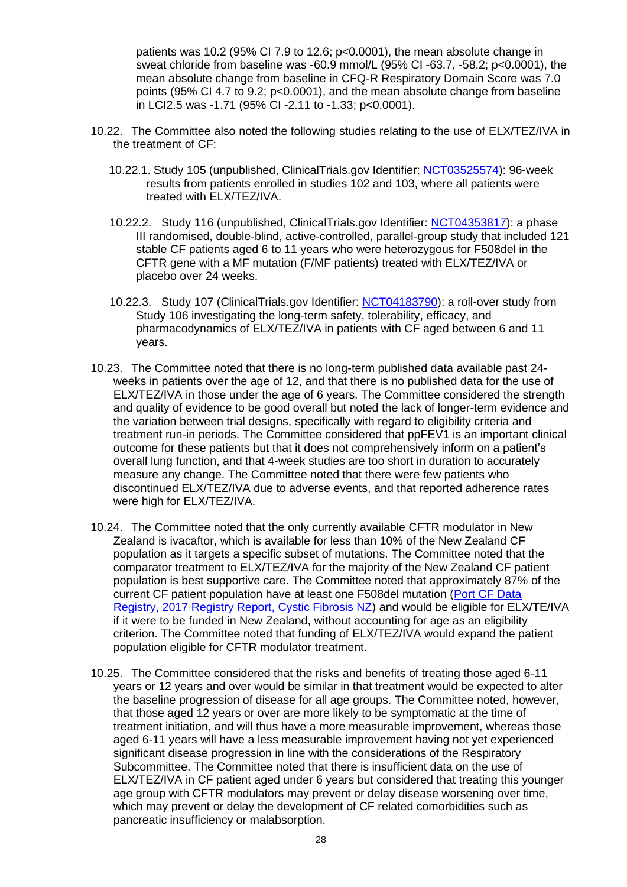patients was 10.2 (95% CI 7.9 to 12.6; p<0.0001), the mean absolute change in sweat chloride from baseline was -60.9 mmol/L (95% CI -63.7, -58.2; p<0.0001), the mean absolute change from baseline in CFQ-R Respiratory Domain Score was 7.0 points (95% CI 4.7 to 9.2; p<0.0001), and the mean absolute change from baseline in LCI2.5 was -1.71 (95% CI -2.11 to -1.33; p<0.0001).

10.22. The Committee also noted the following studies relating to the use of ELX/TEZ/IVA in the treatment of CF:

10.22.1. Study 105 (unpublished, ClinicalTrials.gov Identifier: NCT03525574): 96-week results from patients enrolled in studies 102 and 103, where all patients were treated with ELX/TEZ/IVA.

10.22.2. Study 116 (unpublished, ClinicalTrials.gov Identifier: NCT04353817): a phase III randomised, double-blind, active-controlled, parallel-group study that included 121 stable CF patients aged 6 to 11 years who were heterozygous for F508del in the CFTR gene with a MF mutation (F/MF patients) treated with ELX/TEZ/IVA or placebo over 24 weeks.

10.22.3. Study 107 (ClinicalTrials.gov Identifier: NCT04183790): a roll-over study from Study 106 investigating the long-term safety, tolerability, efficacy, and pharmacodynamics of ELX/TEZ/IVA in patients with CF aged between 6 and 11 years.

10.23. The Committee noted that there is no long-term published data available past 24-weeks in patients over the age of 12, and that there is no published data for the use of ELX/TEZ/IVA in those under the age of 6 years. The Committee considered the strength and quality of evidence to be good overall but noted the lack of longer-term evidence and the variation between trial designs, specifically with regard to eligibility criteria and treatment run-in periods. The Committee considered that ppFEV1 is an important clinical outcome for these patients but that it does not comprehensively inform on a patient's overall lung function, and that 4-week studies are too short in duration to accurately measure any change. The Committee noted that there were few patients who discontinued ELX/TEZ/IVA due to adverse events, and that reported adherence rates were high for ELX/TEZ/IVA.

10.24. The Committee noted that the only currently available CFTR modulator in New Zealand is ivacaftor, which is available for less than 10% of the New Zealand CF population as it targets a specific subset of mutations. The Committee noted that the comparator treatment to ELX/TEZ/IVA for the majority of the New Zealand CF patient population is best supportive care. The Committee noted that approximately 87% of the current CF patient population have at least one F508del mutation (Port CF Data Registry, 2017 Registry Report, Cystic Fibrosis NZ) and would be eligible for ELX/TE/IVA if it were to be funded in New Zealand, without accounting for age as an eligibility criterion. The Committee noted that funding of ELX/TEZ/IVA would expand the patient population eligible for CFTR modulator treatment.

10.25. The Committee considered that the risks and benefits of treating those aged 6-11 years or 12 years and over would be similar in that treatment would be expected to alter the baseline progression of disease for all age groups. The Committee noted, however, that those aged 12 years or over are more likely to be symptomatic at the time of treatment initiation, and will thus have a more measurable improvement, whereas those aged 6-11 years will have a less measurable improvement having not yet experienced significant disease progression in line with the considerations of the Respiratory Subcommittee. The Committee noted that there is insufficient data on the use of ELX/TEZ/IVA in CF patient aged under 6 years but considered that treating this younger age group with CFTR modulators may prevent or delay disease worsening over time, which may prevent or delay the development of CF related comorbidities such as pancreatic insufficiency or malabsorption.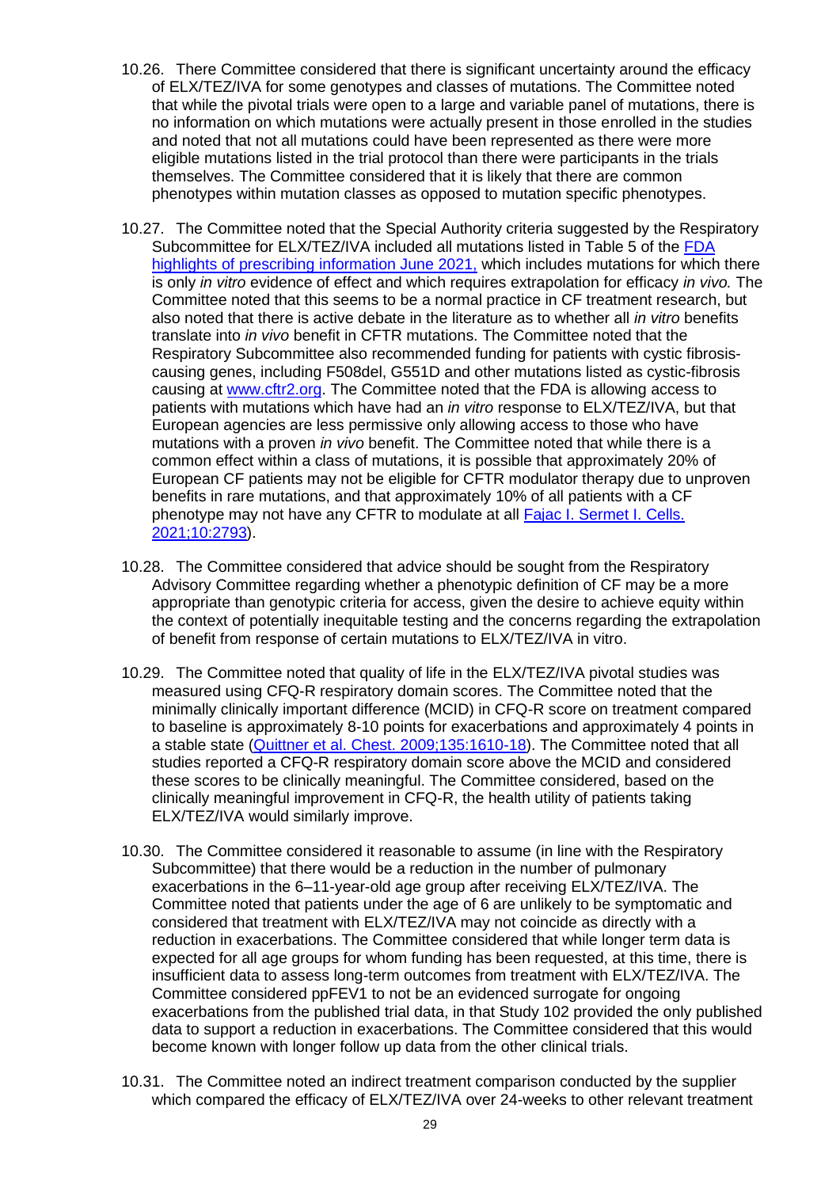10.26. There Committee considered that there is significant uncertainty around the efficacy of ELX/TEZ/IVA for some genotypes and classes of mutations. The Committee noted that while the pivotal trials were open to a large and variable panel of mutations, there is no information on which mutations were actually present in those enrolled in the studies and noted that not all mutations could have been represented as there were more eligible mutations listed in the trial protocol than there were participants in the trials themselves. The Committee considered that it is likely that there are common phenotypes within mutation classes as opposed to mutation specific phenotypes.

10.27. The Committee noted that the Special Authority criteria suggested by the Respiratory Subcommittee for ELX/TEZ/IVA included all mutations listed in Table 5 of the [FDA highlights of prescribing information June 2021,](#) which includes mutations for which there is only *in vitro* evidence of effect and which requires extrapolation for efficacy *in vivo.* The Committee noted that this seems to be a normal practice in CF treatment research, but also noted that there is active debate in the literature as to whether all *in vitro* benefits translate into *in vivo* benefit in CFTR mutations. The Committee noted that the Respiratory Subcommittee also recommended funding for patients with cystic fibrosis-causing genes, including F508del, G551D and other mutations listed as cystic-fibrosis causing at [www.cftr2.org](http://www.cftr2.org). The Committee noted that the FDA is allowing access to patients with mutations which have had an *in vitro* response to ELX/TEZ/IVA, but that European agencies are less permissive only allowing access to those who have mutations with a proven *in vivo* benefit. The Committee noted that while there is a common effect within a class of mutations, it is possible that approximately 20% of European CF patients may not be eligible for CFTR modulator therapy due to unproven benefits in rare mutations, and that approximately 10% of all patients with a CF phenotype may not have any CFTR to modulate at all [Fajac I. Sermet I. Cells. 2021;10:2793](#)).

10.28. The Committee considered that advice should be sought from the Respiratory Advisory Committee regarding whether a phenotypic definition of CF may be a more appropriate than genotypic criteria for access, given the desire to achieve equity within the context of potentially inequitable testing and the concerns regarding the extrapolation of benefit from response of certain mutations to ELX/TEZ/IVA in vitro.

10.29. The Committee noted that quality of life in the ELX/TEZ/IVA pivotal studies was measured using CFQ-R respiratory domain scores. The Committee noted that the minimally clinically important difference (MCID) in CFQ-R score on treatment compared to baseline is approximately 8-10 points for exacerbations and approximately 4 points in a stable state ([Quittner et al. Chest. 2009;135:1610-18](#)). The Committee noted that all studies reported a CFQ-R respiratory domain score above the MCID and considered these scores to be clinically meaningful. The Committee considered, based on the clinically meaningful improvement in CFQ-R, the health utility of patients taking ELX/TEZ/IVA would similarly improve.

10.30. The Committee considered it reasonable to assume (in line with the Respiratory Subcommittee) that there would be a reduction in the number of pulmonary exacerbations in the 6–11-year-old age group after receiving ELX/TEZ/IVA. The Committee noted that patients under the age of 6 are unlikely to be symptomatic and considered that treatment with ELX/TEZ/IVA may not coincide as directly with a reduction in exacerbations. The Committee considered that while longer term data is expected for all age groups for whom funding has been requested, at this time, there is insufficient data to assess long-term outcomes from treatment with ELX/TEZ/IVA. The Committee considered ppFEV1 to not be an evidenced surrogate for ongoing exacerbations from the published trial data, in that Study 102 provided the only published data to support a reduction in exacerbations. The Committee considered that this would become known with longer follow up data from the other clinical trials.

10.31. The Committee noted an indirect treatment comparison conducted by the supplier which compared the efficacy of ELX/TEZ/IVA over 24-weeks to other relevant treatment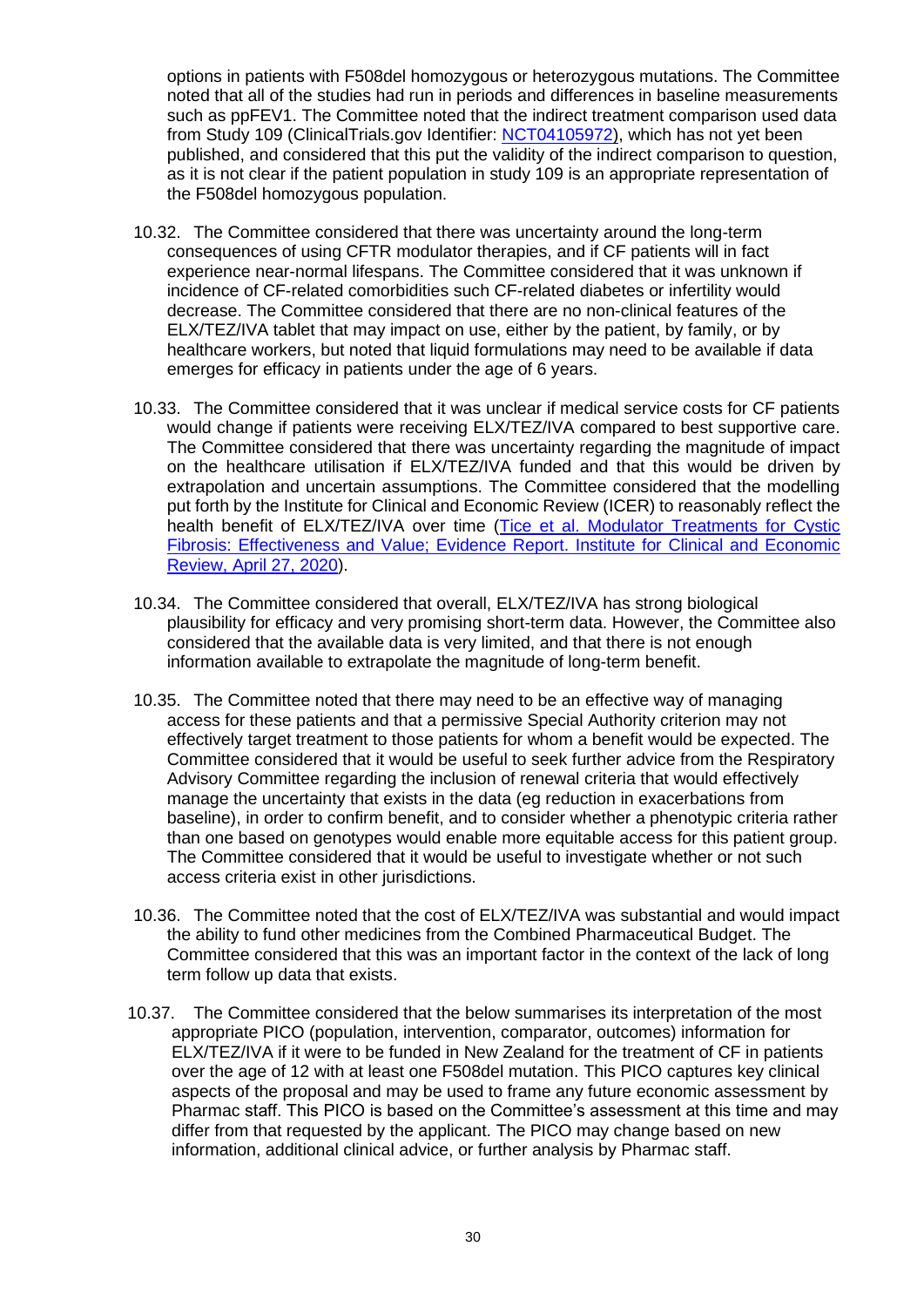options in patients with F508del homozygous or heterozygous mutations. The Committee noted that all of the studies had run in periods and differences in baseline measurements such as ppFEV1. The Committee noted that the indirect treatment comparison used data from Study 109 (ClinicalTrials.gov Identifier: [NCT04105972](https://clinicaltrials.gov/ct2/show/NCT04105972)), which has not yet been published, and considered that this put the validity of the indirect comparison to question, as it is not clear if the patient population in study 109 is an appropriate representation of the F508del homozygous population.

10.32. The Committee considered that there was uncertainty around the long-term consequences of using CFTR modulator therapies, and if CF patients will in fact experience near-normal lifespans. The Committee considered that it was unknown if incidence of CF-related comorbidities such CF-related diabetes or infertility would decrease. The Committee considered that there are no non-clinical features of the ELX/TEZ/IVA tablet that may impact on use, either by the patient, by family, or by healthcare workers, but noted that liquid formulations may need to be available if data emerges for efficacy in patients under the age of 6 years.

10.33. The Committee considered that it was unclear if medical service costs for CF patients would change if patients were receiving ELX/TEZ/IVA compared to best supportive care. The Committee considered that there was uncertainty regarding the magnitude of impact on the healthcare utilisation if ELX/TEZ/IVA funded and that this would be driven by extrapolation and uncertain assumptions. The Committee considered that the modelling put forth by the Institute for Clinical and Economic Review (ICER) to reasonably reflect the health benefit of ELX/TEZ/IVA over time (Tice et al. Modulator Treatments for Cystic Fibrosis: Effectiveness and Value; Evidence Report. Institute for Clinical and Economic Review, April 27, 2020).

10.34. The Committee considered that overall, ELX/TEZ/IVA has strong biological plausibility for efficacy and very promising short-term data. However, the Committee also considered that the available data is very limited, and that there is not enough information available to extrapolate the magnitude of long-term benefit.

10.35. The Committee noted that there may need to be an effective way of managing access for these patients and that a permissive Special Authority criterion may not effectively target treatment to those patients for whom a benefit would be expected. The Committee considered that it would be useful to seek further advice from the Respiratory Advisory Committee regarding the inclusion of renewal criteria that would effectively manage the uncertainty that exists in the data (eg reduction in exacerbations from baseline), in order to confirm benefit, and to consider whether a phenotypic criteria rather than one based on genotypes would enable more equitable access for this patient group. The Committee considered that it would be useful to investigate whether or not such access criteria exist in other jurisdictions.

10.36. The Committee noted that the cost of ELX/TEZ/IVA was substantial and would impact the ability to fund other medicines from the Combined Pharmaceutical Budget. The Committee considered that this was an important factor in the context of the lack of long term follow up data that exists.

10.37. The Committee considered that the below summarises its interpretation of the most appropriate PICO (population, intervention, comparator, outcomes) information for ELX/TEZ/IVA if it were to be funded in New Zealand for the treatment of CF in patients over the age of 12 with at least one F508del mutation. This PICO captures key clinical aspects of the proposal and may be used to frame any future economic assessment by Pharmac staff. This PICO is based on the Committee's assessment at this time and may differ from that requested by the applicant. The PICO may change based on new information, additional clinical advice, or further analysis by Pharmac staff.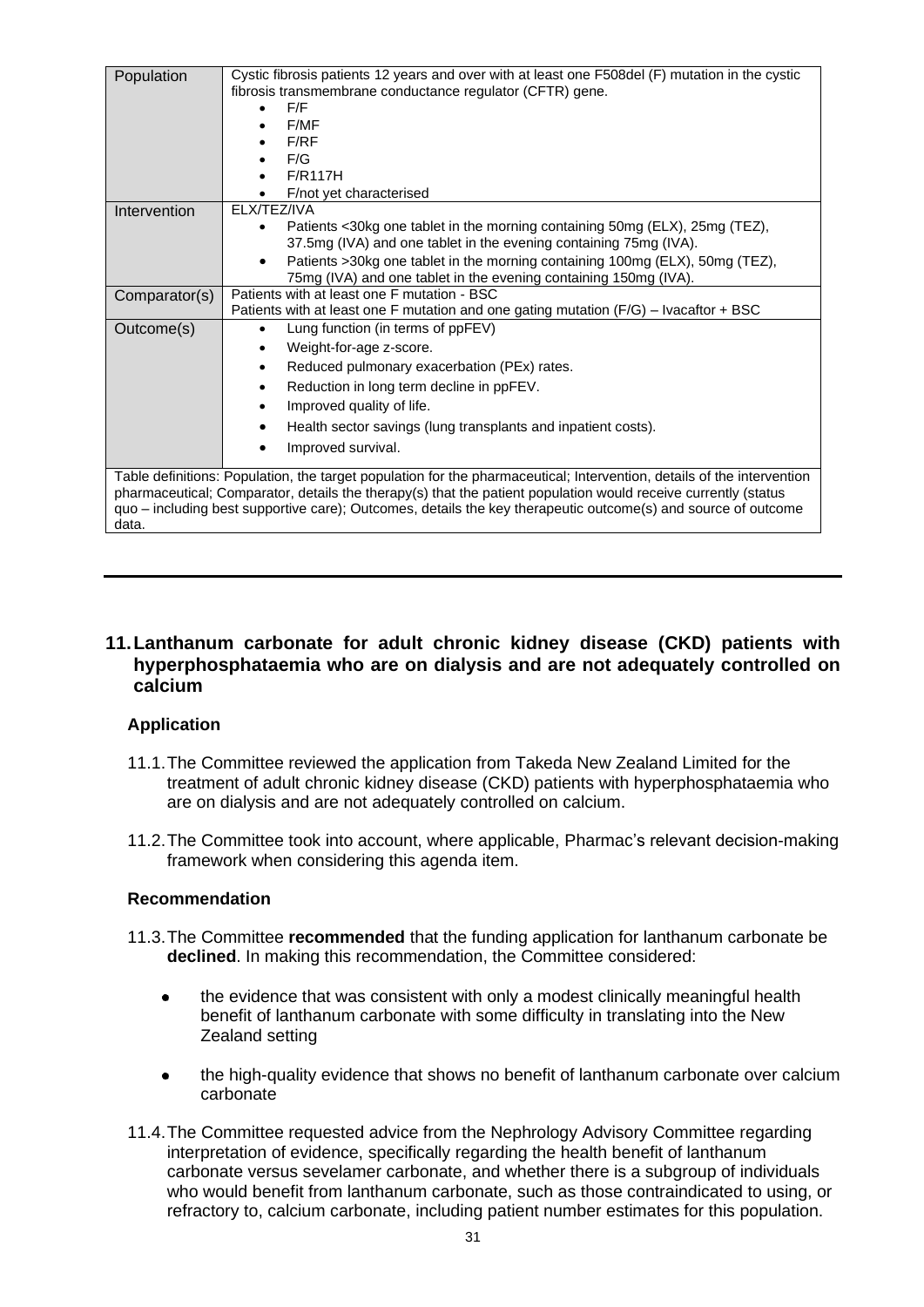| Population | Cystic fibrosis patients 12 years and over with at least one F508del (F) mutation in the cystic fibrosis transmembrane conductance regulator (CFTR) gene.<br>• F/F<br>• F/MF<br>• F/RF<br>• F/G<br>• F/R117H<br>• F/not yet characterised |
|---|---|
| Intervention | ELX/TEZ/IVA<br>• Patients <30kg one tablet in the morning containing 50mg (ELX), 25mg (TEZ), 37.5mg (IVA) and one tablet in the evening containing 75mg (IVA).<br>• Patients >30kg one tablet in the morning containing 100mg (ELX), 50mg (TEZ), 75mg (IVA) and one tablet in the evening containing 150mg (IVA). |
| Comparator(s) | Patients with at least one F mutation - BSC<br>Patients with at least one F mutation and one gating mutation (F/G) – Ivacaftor + BSC |
| Outcome(s) | • Lung function (in terms of ppFEV)<br>• Weight-for-age z-score.<br>• Reduced pulmonary exacerbation (PEx) rates.<br>• Reduction in long term decline in ppFEV.<br>• Improved quality of life.<br>• Health sector savings (lung transplants and inpatient costs).<br>• Improved survival. |
| Table definitions: Population, the target population for the pharmaceutical; Intervention, details of the intervention pharmaceutical; Comparator, details the therapy(s) that the patient population would receive currently (status quo – including best supportive care); Outcomes, details the key therapeutic outcome(s) and source of outcome data. | |

---

## 11. Lanthanum carbonate for adult chronic kidney disease (CKD) patients with hyperphosphataemia who are on dialysis and are not adequately controlled on calcium

### Application

11.1. The Committee reviewed the application from Takeda New Zealand Limited for the treatment of adult chronic kidney disease (CKD) patients with hyperphosphataemia who are on dialysis and are not adequately controlled on calcium.

11.2. The Committee took into account, where applicable, Pharmac's relevant decision-making framework when considering this agenda item.

### Recommendation

11.3. The Committee **recommended** that the funding application for lanthanum carbonate be **declined**. In making this recommendation, the Committee considered:

- the evidence that was consistent with only a modest clinically meaningful health benefit of lanthanum carbonate with some difficulty in translating into the New Zealand setting
- the high-quality evidence that shows no benefit of lanthanum carbonate over calcium carbonate

11.4. The Committee requested advice from the Nephrology Advisory Committee regarding interpretation of evidence, specifically regarding the health benefit of lanthanum carbonate versus sevelamer carbonate, and whether there is a subgroup of individuals who would benefit from lanthanum carbonate, such as those contraindicated to using, or refractory to, calcium carbonate, including patient number estimates for this population.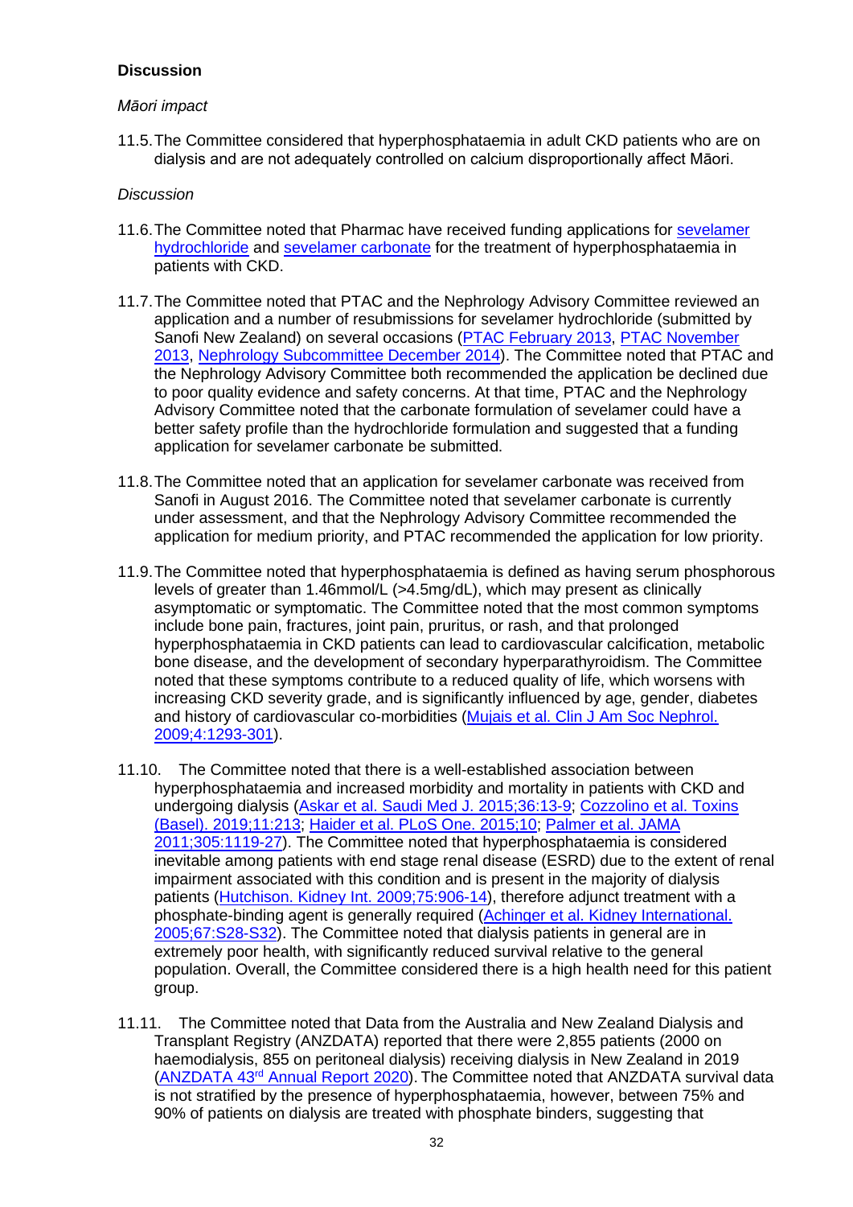**Discussion**

*Māori impact*

11.5. The Committee considered that hyperphosphataemia in adult CKD patients who are on dialysis and are not adequately controlled on calcium disproportionally affect Māori.

*Discussion*

11.6. The Committee noted that Pharmac have received funding applications for sevelamer hydrochloride and sevelamer carbonate for the treatment of hyperphosphataemia in patients with CKD.

11.7. The Committee noted that PTAC and the Nephrology Advisory Committee reviewed an application and a number of resubmissions for sevelamer hydrochloride (submitted by Sanofi New Zealand) on several occasions (PTAC February 2013, PTAC November 2013, Nephrology Subcommittee December 2014). The Committee noted that PTAC and the Nephrology Advisory Committee both recommended the application be declined due to poor quality evidence and safety concerns. At that time, PTAC and the Nephrology Advisory Committee noted that the carbonate formulation of sevelamer could have a better safety profile than the hydrochloride formulation and suggested that a funding application for sevelamer carbonate be submitted.

11.8. The Committee noted that an application for sevelamer carbonate was received from Sanofi in August 2016. The Committee noted that sevelamer carbonate is currently under assessment, and that the Nephrology Advisory Committee recommended the application for medium priority, and PTAC recommended the application for low priority.

11.9. The Committee noted that hyperphosphataemia is defined as having serum phosphorous levels of greater than 1.46mmol/L (>4.5mg/dL), which may present as clinically asymptomatic or symptomatic. The Committee noted that the most common symptoms include bone pain, fractures, joint pain, pruritus, or rash, and that prolonged hyperphosphataemia in CKD patients can lead to cardiovascular calcification, metabolic bone disease, and the development of secondary hyperparathyroidism. The Committee noted that these symptoms contribute to a reduced quality of life, which worsens with increasing CKD severity grade, and is significantly influenced by age, gender, diabetes and history of cardiovascular co-morbidities (Mujais et al. Clin J Am Soc Nephrol. 2009;4:1293-301).

11.10. The Committee noted that there is a well-established association between hyperphosphataemia and increased morbidity and mortality in patients with CKD and undergoing dialysis (Askar et al. Saudi Med J. 2015;36:13-9; Cozzolino et al. Toxins (Basel). 2019;11:213; Haider et al. PLoS One. 2015;10; Palmer et al. JAMA 2011;305:1119-27). The Committee noted that hyperphosphataemia is considered inevitable among patients with end stage renal disease (ESRD) due to the extent of renal impairment associated with this condition and is present in the majority of dialysis patients (Hutchison. Kidney Int. 2009;75:906-14), therefore adjunct treatment with a phosphate-binding agent is generally required (Achinger et al. Kidney International. 2005;67:S28-S32). The Committee noted that dialysis patients in general are in extremely poor health, with significantly reduced survival relative to the general population. Overall, the Committee considered there is a high health need for this patient group.

11.11. The Committee noted that Data from the Australia and New Zealand Dialysis and Transplant Registry (ANZDATA) reported that there were 2,855 patients (2000 on haemodialysis, 855 on peritoneal dialysis) receiving dialysis in New Zealand in 2019 (ANZDATA 43rd Annual Report 2020). The Committee noted that ANZDATA survival data is not stratified by the presence of hyperphosphataemia, however, between 75% and 90% of patients on dialysis are treated with phosphate binders, suggesting that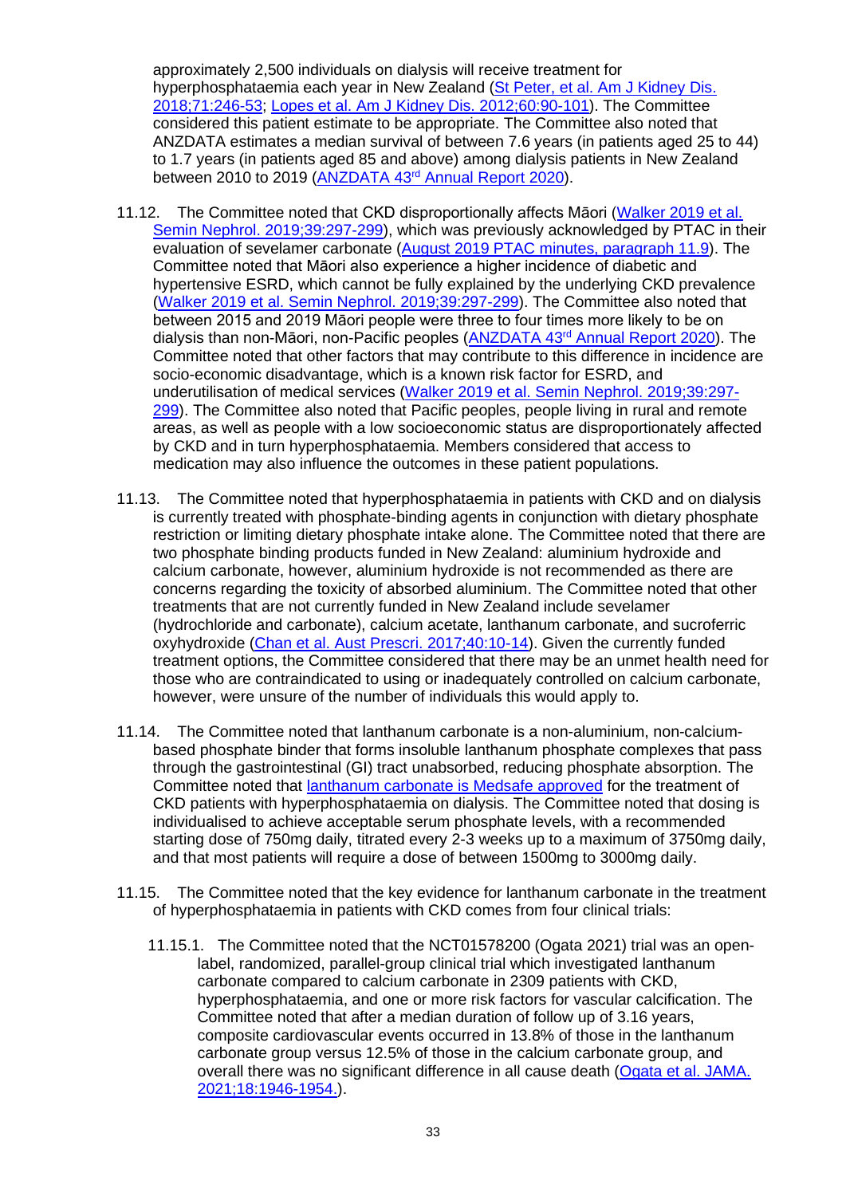approximately 2,500 individuals on dialysis will receive treatment for hyperphosphataemia each year in New Zealand (St Peter, et al. Am J Kidney Dis. 2018;71:246-53; Lopes et al. Am J Kidney Dis. 2012;60:90-101). The Committee considered this patient estimate to be appropriate. The Committee also noted that ANZDATA estimates a median survival of between 7.6 years (in patients aged 25 to 44) to 1.7 years (in patients aged 85 and above) among dialysis patients in New Zealand between 2010 to 2019 (ANZDATA 43rd Annual Report 2020).

11.12. The Committee noted that CKD disproportionally affects Māori (Walker 2019 et al. Semin Nephrol. 2019;39:297-299), which was previously acknowledged by PTAC in their evaluation of sevelamer carbonate (August 2019 PTAC minutes, paragraph 11.9). The Committee noted that Māori also experience a higher incidence of diabetic and hypertensive ESRD, which cannot be fully explained by the underlying CKD prevalence (Walker 2019 et al. Semin Nephrol. 2019;39:297-299). The Committee also noted that between 2015 and 2019 Māori people were three to four times more likely to be on dialysis than non-Māori, non-Pacific peoples (ANZDATA 43rd Annual Report 2020). The Committee noted that other factors that may contribute to this difference in incidence are socio-economic disadvantage, which is a known risk factor for ESRD, and underutilisation of medical services (Walker 2019 et al. Semin Nephrol. 2019;39:297-299). The Committee also noted that Pacific peoples, people living in rural and remote areas, as well as people with a low socioeconomic status are disproportionately affected by CKD and in turn hyperphosphataemia. Members considered that access to medication may also influence the outcomes in these patient populations.

11.13. The Committee noted that hyperphosphataemia in patients with CKD and on dialysis is currently treated with phosphate-binding agents in conjunction with dietary phosphate restriction or limiting dietary phosphate intake alone. The Committee noted that there are two phosphate binding products funded in New Zealand: aluminium hydroxide and calcium carbonate, however, aluminium hydroxide is not recommended as there are concerns regarding the toxicity of absorbed aluminium. The Committee noted that other treatments that are not currently funded in New Zealand include sevelamer (hydrochloride and carbonate), calcium acetate, lanthanum carbonate, and sucroferric oxyhydroxide (Chan et al. Aust Prescri. 2017;40:10-14). Given the currently funded treatment options, the Committee considered that there may be an unmet health need for those who are contraindicated to using or inadequately controlled on calcium carbonate, however, were unsure of the number of individuals this would apply to.

11.14. The Committee noted that lanthanum carbonate is a non-aluminium, non-calcium-based phosphate binder that forms insoluble lanthanum phosphate complexes that pass through the gastrointestinal (GI) tract unabsorbed, reducing phosphate absorption. The Committee noted that lanthanum carbonate is Medsafe approved for the treatment of CKD patients with hyperphosphataemia on dialysis. The Committee noted that dosing is individualised to achieve acceptable serum phosphate levels, with a recommended starting dose of 750mg daily, titrated every 2-3 weeks up to a maximum of 3750mg daily, and that most patients will require a dose of between 1500mg to 3000mg daily.

11.15. The Committee noted that the key evidence for lanthanum carbonate in the treatment of hyperphosphataemia in patients with CKD comes from four clinical trials:

11.15.1. The Committee noted that the NCT01578200 (Ogata 2021) trial was an open-label, randomized, parallel-group clinical trial which investigated lanthanum carbonate compared to calcium carbonate in 2309 patients with CKD, hyperphosphataemia, and one or more risk factors for vascular calcification. The Committee noted that after a median duration of follow up of 3.16 years, composite cardiovascular events occurred in 13.8% of those in the lanthanum carbonate group versus 12.5% of those in the calcium carbonate group, and overall there was no significant difference in all cause death (Ogata et al. JAMA. 2021;18:1946-1954.).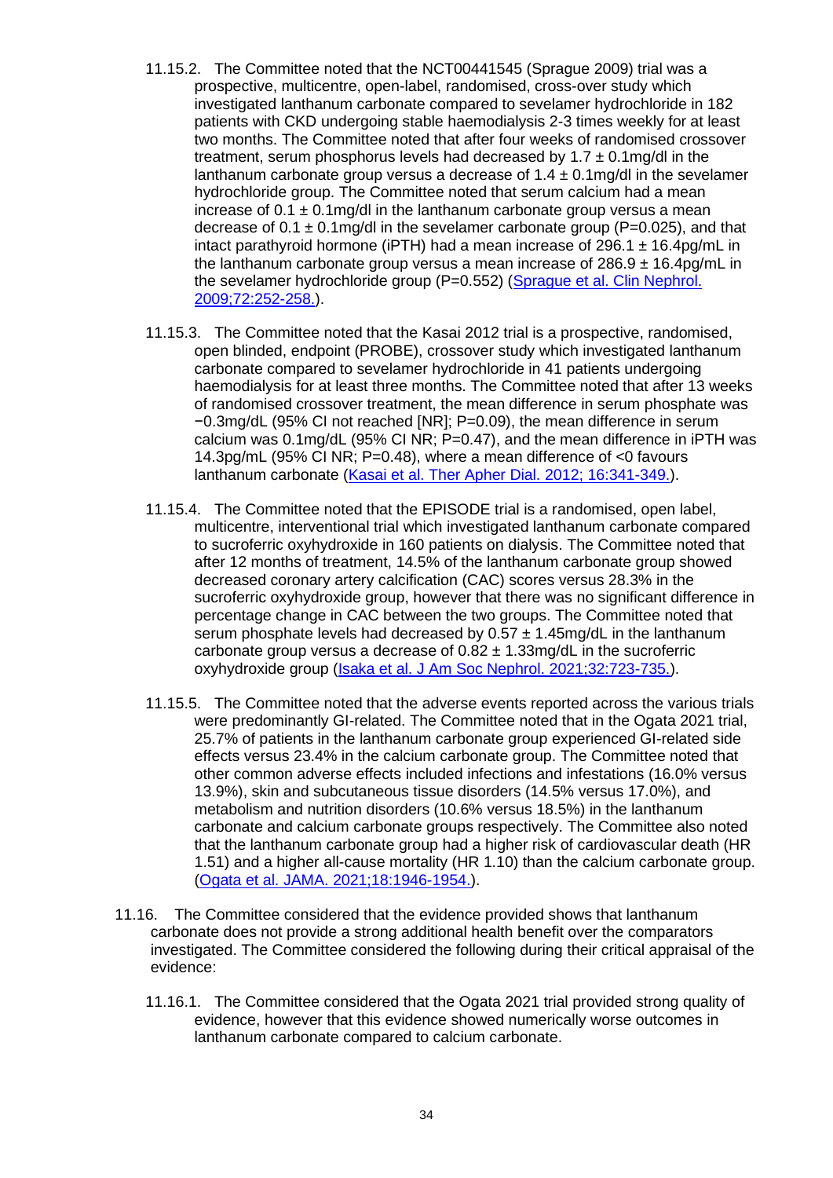11.15.2. The Committee noted that the NCT00441545 (Sprague 2009) trial was a prospective, multicentre, open-label, randomised, cross-over study which investigated lanthanum carbonate compared to sevelamer hydrochloride in 182 patients with CKD undergoing stable haemodialysis 2-3 times weekly for at least two months. The Committee noted that after four weeks of randomised crossover treatment, serum phosphorus levels had decreased by 1.7 ± 0.1mg/dl in the lanthanum carbonate group versus a decrease of 1.4 ± 0.1mg/dl in the sevelamer hydrochloride group. The Committee noted that serum calcium had a mean increase of 0.1 ± 0.1mg/dl in the lanthanum carbonate group versus a mean decrease of 0.1 ± 0.1mg/dl in the sevelamer carbonate group (P=0.025), and that intact parathyroid hormone (iPTH) had a mean increase of 296.1 ± 16.4pg/mL in the lanthanum carbonate group versus a mean increase of 286.9 ± 16.4pg/mL in the sevelamer hydrochloride group (P=0.552) ([Sprague et al. Clin Nephrol. 2009;72:252-258.]()).

11.15.3. The Committee noted that the Kasai 2012 trial is a prospective, randomised, open blinded, endpoint (PROBE), crossover study which investigated lanthanum carbonate compared to sevelamer hydrochloride in 41 patients undergoing haemodialysis for at least three months. The Committee noted that after 13 weeks of randomised crossover treatment, the mean difference in serum phosphate was −0.3mg/dL (95% CI not reached [NR]; P=0.09), the mean difference in serum calcium was 0.1mg/dL (95% CI NR; P=0.47), and the mean difference in iPTH was 14.3pg/mL (95% CI NR; P=0.48), where a mean difference of <0 favours lanthanum carbonate ([Kasai et al. Ther Apher Dial. 2012; 16:341-349.]()).

11.15.4. The Committee noted that the EPISODE trial is a randomised, open label, multicentre, interventional trial which investigated lanthanum carbonate compared to sucroferric oxyhydroxide in 160 patients on dialysis. The Committee noted that after 12 months of treatment, 14.5% of the lanthanum carbonate group showed decreased coronary artery calcification (CAC) scores versus 28.3% in the sucroferric oxyhydroxide group, however that there was no significant difference in percentage change in CAC between the two groups. The Committee noted that serum phosphate levels had decreased by 0.57 ± 1.45mg/dL in the lanthanum carbonate group versus a decrease of 0.82 ± 1.33mg/dL in the sucroferric oxyhydroxide group ([Isaka et al. J Am Soc Nephrol. 2021;32:723-735.]()).

11.15.5. The Committee noted that the adverse events reported across the various trials were predominantly GI-related. The Committee noted that in the Ogata 2021 trial, 25.7% of patients in the lanthanum carbonate group experienced GI-related side effects versus 23.4% in the calcium carbonate group. The Committee noted that other common adverse effects included infections and infestations (16.0% versus 13.9%), skin and subcutaneous tissue disorders (14.5% versus 17.0%), and metabolism and nutrition disorders (10.6% versus 18.5%) in the lanthanum carbonate and calcium carbonate groups respectively. The Committee also noted that the lanthanum carbonate group had a higher risk of cardiovascular death (HR 1.51) and a higher all-cause mortality (HR 1.10) than the calcium carbonate group. ([Ogata et al. JAMA. 2021;18:1946-1954.]()).

11.16. The Committee considered that the evidence provided shows that lanthanum carbonate does not provide a strong additional health benefit over the comparators investigated. The Committee considered the following during their critical appraisal of the evidence:

11.16.1. The Committee considered that the Ogata 2021 trial provided strong quality of evidence, however that this evidence showed numerically worse outcomes in lanthanum carbonate compared to calcium carbonate.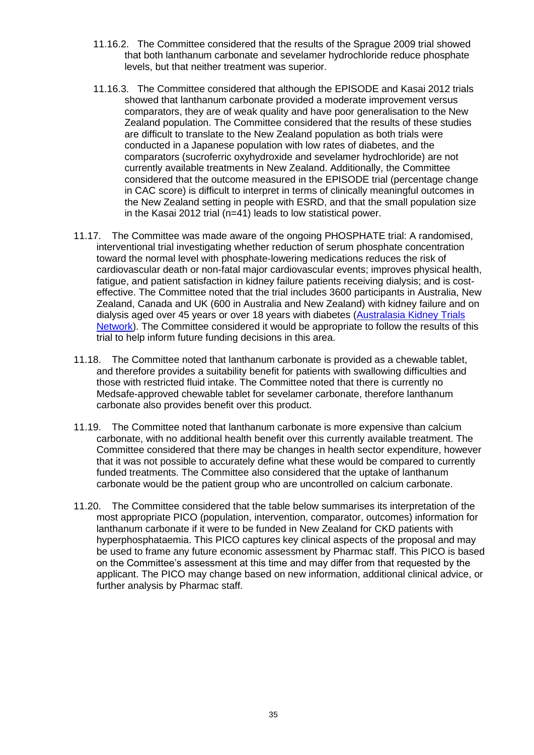11.16.2. The Committee considered that the results of the Sprague 2009 trial showed that both lanthanum carbonate and sevelamer hydrochloride reduce phosphate levels, but that neither treatment was superior.

11.16.3. The Committee considered that although the EPISODE and Kasai 2012 trials showed that lanthanum carbonate provided a moderate improvement versus comparators, they are of weak quality and have poor generalisation to the New Zealand population. The Committee considered that the results of these studies are difficult to translate to the New Zealand population as both trials were conducted in a Japanese population with low rates of diabetes, and the comparators (sucroferric oxyhydroxide and sevelamer hydrochloride) are not currently available treatments in New Zealand. Additionally, the Committee considered that the outcome measured in the EPISODE trial (percentage change in CAC score) is difficult to interpret in terms of clinically meaningful outcomes in the New Zealand setting in people with ESRD, and that the small population size in the Kasai 2012 trial (n=41) leads to low statistical power.

11.17. The Committee was made aware of the ongoing PHOSPHATE trial: A randomised, interventional trial investigating whether reduction of serum phosphate concentration toward the normal level with phosphate-lowering medications reduces the risk of cardiovascular death or non-fatal major cardiovascular events; improves physical health, fatigue, and patient satisfaction in kidney failure patients receiving dialysis; and is cost-effective. The Committee noted that the trial includes 3600 participants in Australia, New Zealand, Canada and UK (600 in Australia and New Zealand) with kidney failure and on dialysis aged over 45 years or over 18 years with diabetes (Australasia Kidney Trials Network). The Committee considered it would be appropriate to follow the results of this trial to help inform future funding decisions in this area.

11.18. The Committee noted that lanthanum carbonate is provided as a chewable tablet, and therefore provides a suitability benefit for patients with swallowing difficulties and those with restricted fluid intake. The Committee noted that there is currently no Medsafe-approved chewable tablet for sevelamer carbonate, therefore lanthanum carbonate also provides benefit over this product.

11.19. The Committee noted that lanthanum carbonate is more expensive than calcium carbonate, with no additional health benefit over this currently available treatment. The Committee considered that there may be changes in health sector expenditure, however that it was not possible to accurately define what these would be compared to currently funded treatments. The Committee also considered that the uptake of lanthanum carbonate would be the patient group who are uncontrolled on calcium carbonate.

11.20. The Committee considered that the table below summarises its interpretation of the most appropriate PICO (population, intervention, comparator, outcomes) information for lanthanum carbonate if it were to be funded in New Zealand for CKD patients with hyperphosphataemia. This PICO captures key clinical aspects of the proposal and may be used to frame any future economic assessment by Pharmac staff. This PICO is based on the Committee's assessment at this time and may differ from that requested by the applicant. The PICO may change based on new information, additional clinical advice, or further analysis by Pharmac staff.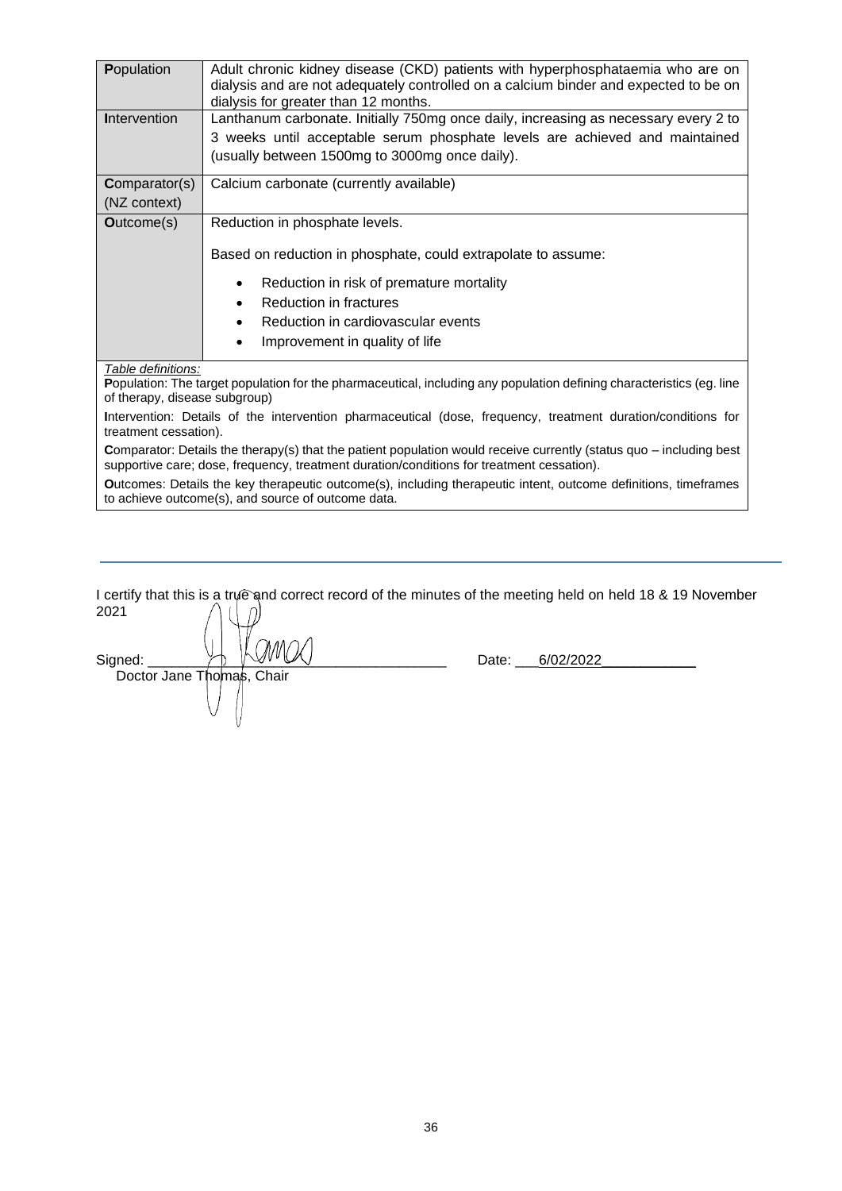| | |
|---|---|
| **P**opulation | Adult chronic kidney disease (CKD) patients with hyperphosphataemia who are on dialysis and are not adequately controlled on a calcium binder and expected to be on dialysis for greater than 12 months. |
| **I**ntervention | Lanthanum carbonate. Initially 750mg once daily, increasing as necessary every 2 to 3 weeks until acceptable serum phosphate levels are achieved and maintained (usually between 1500mg to 3000mg once daily). |
| **C**omparator(s) (NZ context) | Calcium carbonate (currently available) |
| **O**utcome(s) | Reduction in phosphate levels.<br><br>Based on reduction in phosphate, could extrapolate to assume:<br>• Reduction in risk of premature mortality<br>• Reduction in fractures<br>• Reduction in cardiovascular events<br>• Improvement in quality of life |

*Table definitions:*

**P**opulation: The target population for the pharmaceutical, including any population defining characteristics (eg. line of therapy, disease subgroup)

**I**ntervention: Details of the intervention pharmaceutical (dose, frequency, treatment duration/conditions for treatment cessation).

**C**omparator: Details the therapy(s) that the patient population would receive currently (status quo – including best supportive care; dose, frequency, treatment duration/conditions for treatment cessation).

**O**utcomes: Details the key therapeutic outcome(s), including therapeutic intent, outcome definitions, timeframes to achieve outcome(s), and source of outcome data.

---

I certify that this is a true and correct record of the minutes of the meeting held on held 18 & 19 November 2021

Signed: ____________________ Date: 6/02/2022

Doctor Jane Thomas, Chair